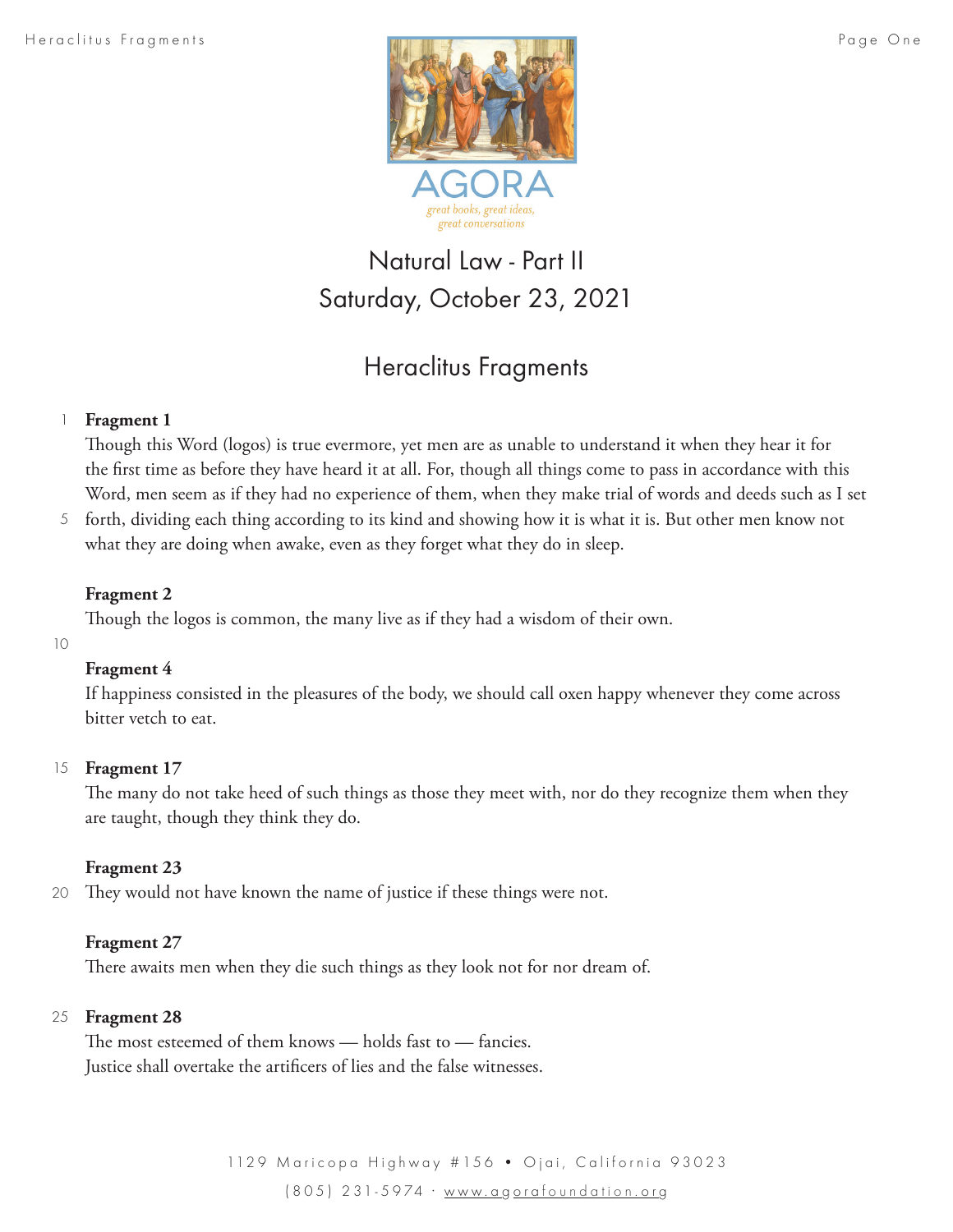AGORA

*great books, great ideas, great conversations*

# Natural Law - Part II
# Saturday, October 23, 2021

## Heraclitus Fragments

**Fragment 1**

Though this Word (logos) is true evermore, yet men are as unable to understand it when they hear it for the first time as before they have heard it at all. For, though all things come to pass in accordance with this Word, men seem as if they had no experience of them, when they make trial of words and deeds such as I set forth, dividing each thing according to its kind and showing how it is what it is. But other men know not what they are doing when awake, even as they forget what they do in sleep.

**Fragment 2**

Though the logos is common, the many live as if they had a wisdom of their own.

**Fragment 4**

If happiness consisted in the pleasures of the body, we should call oxen happy whenever they come across bitter vetch to eat.

**Fragment 17**

The many do not take heed of such things as those they meet with, nor do they recognize them when they are taught, though they think they do.

**Fragment 23**

They would not have known the name of justice if these things were not.

**Fragment 27**

There awaits men when they die such things as they look not for nor dream of.

**Fragment 28**

The most esteemed of them knows — holds fast to — fancies.
Justice shall overtake the artificers of lies and the false witnesses.

1129 Maricopa Highway #156 • Ojai, California 93023

(805) 231-5974 · www.agorafoundation.org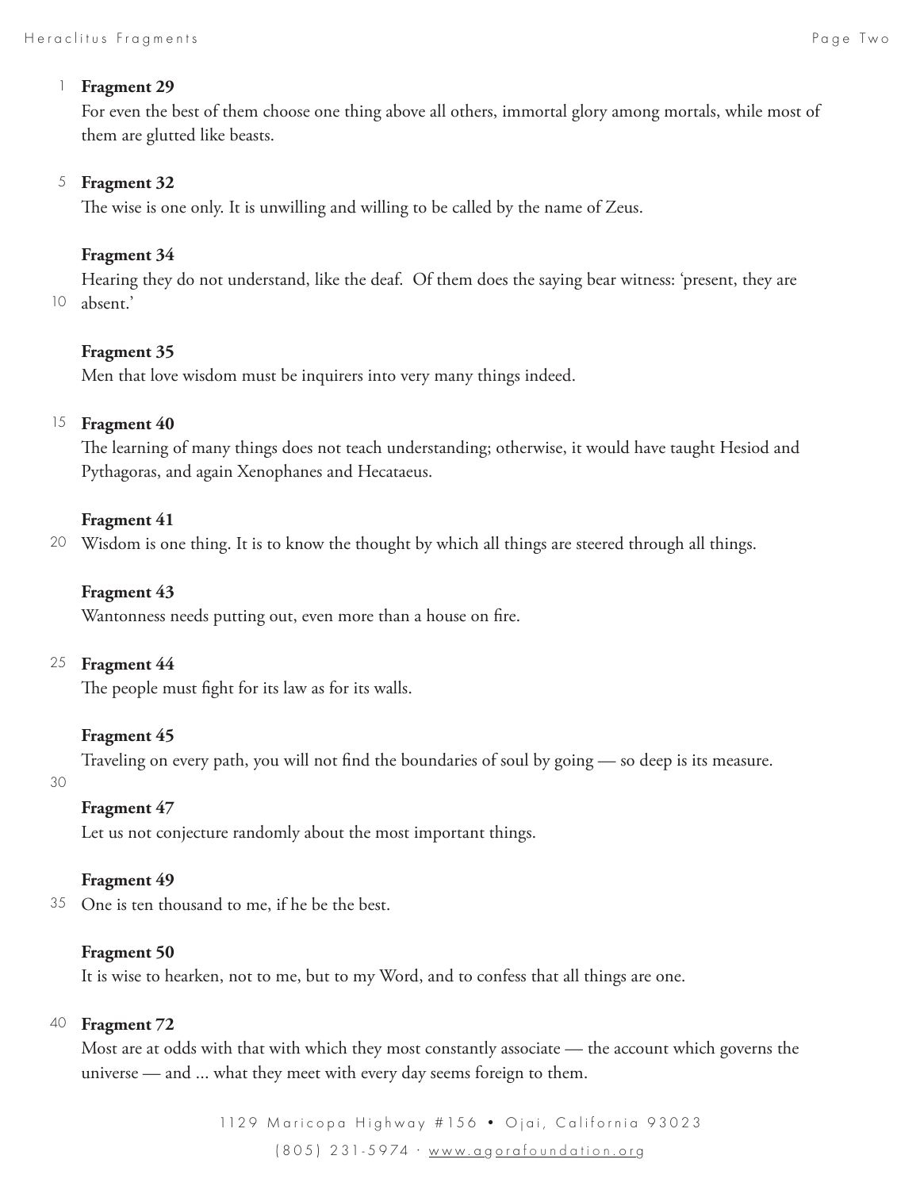**Fragment 29**

For even the best of them choose one thing above all others, immortal glory among mortals, while most of them are glutted like beasts.

**Fragment 32**

The wise is one only. It is unwilling and willing to be called by the name of Zeus.

**Fragment 34**

Hearing they do not understand, like the deaf. Of them does the saying bear witness: 'present, they are absent.'

**Fragment 35**

Men that love wisdom must be inquirers into very many things indeed.

**Fragment 40**

The learning of many things does not teach understanding; otherwise, it would have taught Hesiod and Pythagoras, and again Xenophanes and Hecataeus.

**Fragment 41**

Wisdom is one thing. It is to know the thought by which all things are steered through all things.

**Fragment 43**

Wantonness needs putting out, even more than a house on fire.

**Fragment 44**

The people must fight for its law as for its walls.

**Fragment 45**

Traveling on every path, you will not find the boundaries of soul by going — so deep is its measure.

**Fragment 47**

Let us not conjecture randomly about the most important things.

**Fragment 49**

One is ten thousand to me, if he be the best.

**Fragment 50**

It is wise to hearken, not to me, but to my Word, and to confess that all things are one.

**Fragment 72**

Most are at odds with that with which they most constantly associate — the account which governs the universe — and ... what they meet with every day seems foreign to them.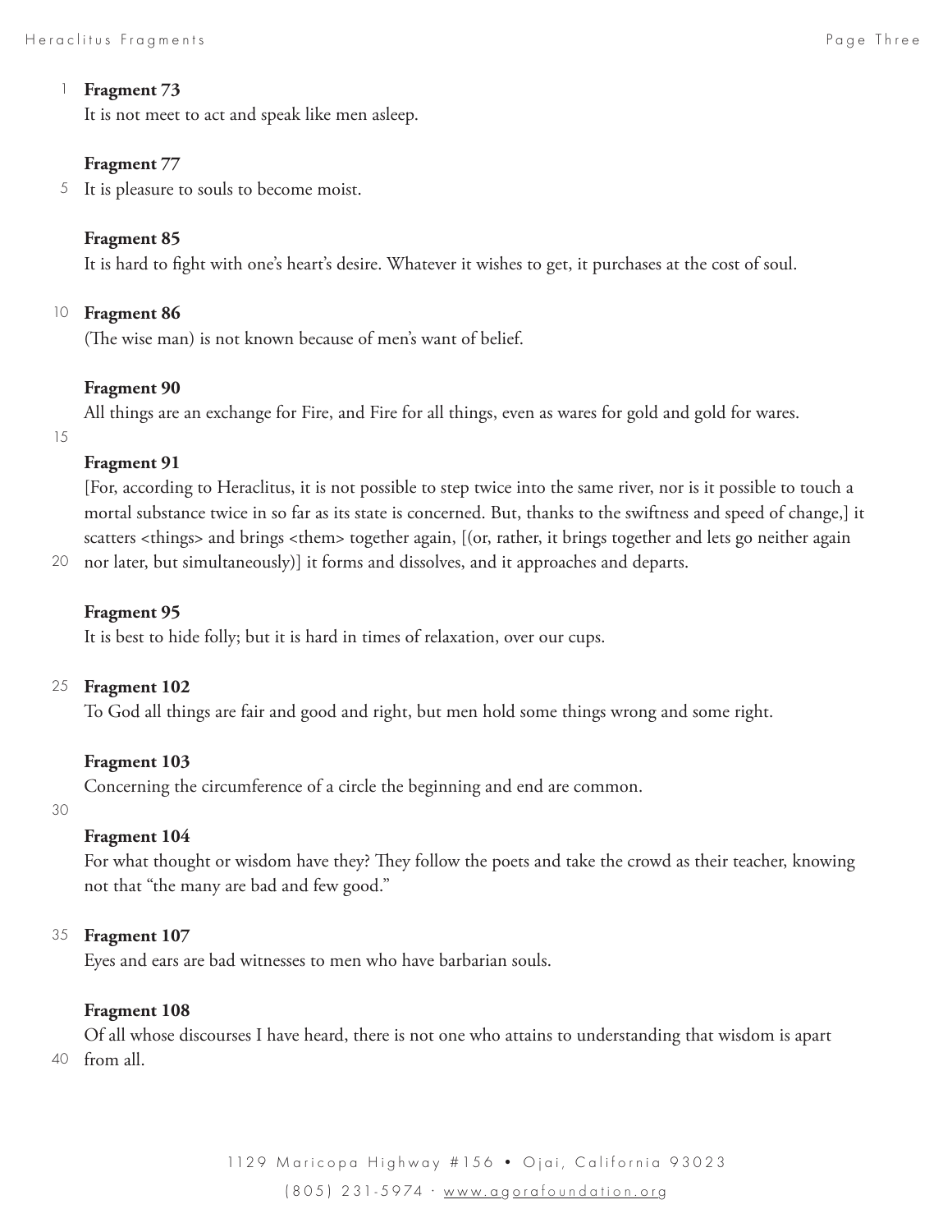**Fragment 73**

It is not meet to act and speak like men asleep.

**Fragment 77**

It is pleasure to souls to become moist.

**Fragment 85**

It is hard to fight with one's heart's desire. Whatever it wishes to get, it purchases at the cost of soul.

**Fragment 86**

(The wise man) is not known because of men's want of belief.

**Fragment 90**

All things are an exchange for Fire, and Fire for all things, even as wares for gold and gold for wares.

**Fragment 91**

[For, according to Heraclitus, it is not possible to step twice into the same river, nor is it possible to touch a mortal substance twice in so far as its state is concerned. But, thanks to the swiftness and speed of change,] it scatters <things> and brings <them> together again, [(or, rather, it brings together and lets go neither again nor later, but simultaneously)] it forms and dissolves, and it approaches and departs.

**Fragment 95**

It is best to hide folly; but it is hard in times of relaxation, over our cups.

**Fragment 102**

To God all things are fair and good and right, but men hold some things wrong and some right.

**Fragment 103**

Concerning the circumference of a circle the beginning and end are common.

**Fragment 104**

For what thought or wisdom have they? They follow the poets and take the crowd as their teacher, knowing not that "the many are bad and few good."

**Fragment 107**

Eyes and ears are bad witnesses to men who have barbarian souls.

**Fragment 108**

Of all whose discourses I have heard, there is not one who attains to understanding that wisdom is apart from all.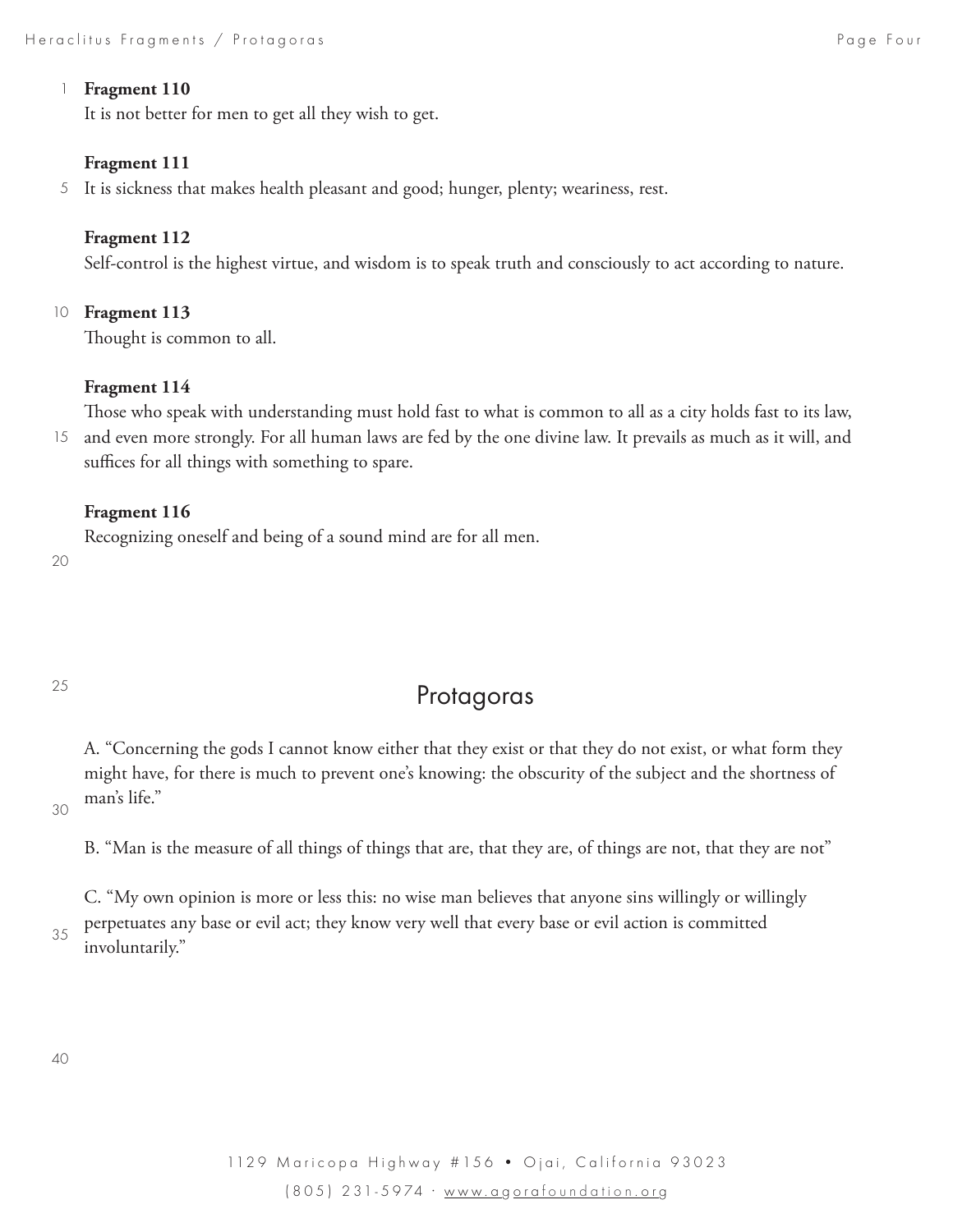**Fragment 110**
It is not better for men to get all they wish to get.

**Fragment 111**
It is sickness that makes health pleasant and good; hunger, plenty; weariness, rest.

**Fragment 112**
Self-control is the highest virtue, and wisdom is to speak truth and consciously to act according to nature.

**Fragment 113**
Thought is common to all.

**Fragment 114**
Those who speak with understanding must hold fast to what is common to all as a city holds fast to its law, and even more strongly. For all human laws are fed by the one divine law. It prevails as much as it will, and suffices for all things with something to spare.

**Fragment 116**
Recognizing oneself and being of a sound mind are for all men.

## Protagoras

A. "Concerning the gods I cannot know either that they exist or that they do not exist, or what form they might have, for there is much to prevent one's knowing: the obscurity of the subject and the shortness of man's life."

B. "Man is the measure of all things of things that are, that they are, of things are not, that they are not"

C. "My own opinion is more or less this: no wise man believes that anyone sins willingly or willingly perpetuates any base or evil act; they know very well that every base or evil action is committed involuntarily."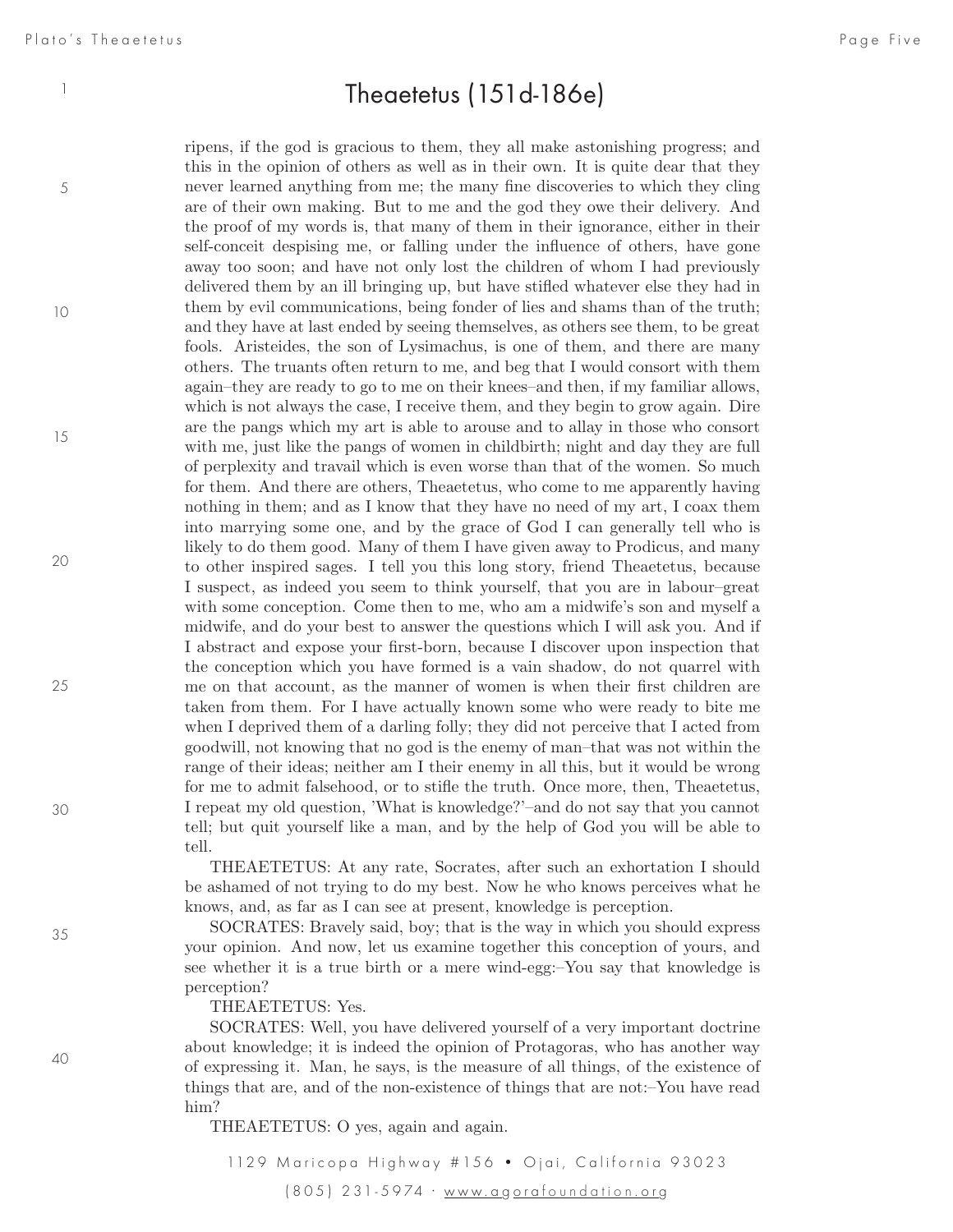# Theaetetus (151d-186e)

ripens, if the god is gracious to them, they all make astonishing progress; and this in the opinion of others as well as in their own. It is quite dear that they never learned anything from me; the many fine discoveries to which they cling are of their own making. But to me and the god they owe their delivery. And the proof of my words is, that many of them in their ignorance, either in their self-conceit despising me, or falling under the influence of others, have gone away too soon; and have not only lost the children of whom I had previously delivered them by an ill bringing up, but have stifled whatever else they had in them by evil communications, being fonder of lies and shams than of the truth; and they have at last ended by seeing themselves, as others see them, to be great fools. Aristeides, the son of Lysimachus, is one of them, and there are many others. The truants often return to me, and beg that I would consort with them again–they are ready to go to me on their knees–and then, if my familiar allows, which is not always the case, I receive them, and they begin to grow again. Dire are the pangs which my art is able to arouse and to allay in those who consort with me, just like the pangs of women in childbirth; night and day they are full of perplexity and travail which is even worse than that of the women. So much for them. And there are others, Theaetetus, who come to me apparently having nothing in them; and as I know that they have no need of my art, I coax them into marrying some one, and by the grace of God I can generally tell who is likely to do them good. Many of them I have given away to Prodicus, and many to other inspired sages. I tell you this long story, friend Theaetetus, because I suspect, as indeed you seem to think yourself, that you are in labour–great with some conception. Come then to me, who am a midwife's son and myself a midwife, and do your best to answer the questions which I will ask you. And if I abstract and expose your first-born, because I discover upon inspection that the conception which you have formed is a vain shadow, do not quarrel with me on that account, as the manner of women is when their first children are taken from them. For I have actually known some who were ready to bite me when I deprived them of a darling folly; they did not perceive that I acted from goodwill, not knowing that no god is the enemy of man–that was not within the range of their ideas; neither am I their enemy in all this, but it would be wrong for me to admit falsehood, or to stifle the truth. Once more, then, Theaetetus, I repeat my old question, 'What is knowledge?'–and do not say that you cannot tell; but quit yourself like a man, and by the help of God you will be able to tell.

THEAETETUS: At any rate, Socrates, after such an exhortation I should be ashamed of not trying to do my best. Now he who knows perceives what he knows, and, as far as I can see at present, knowledge is perception.

SOCRATES: Bravely said, boy; that is the way in which you should express your opinion. And now, let us examine together this conception of yours, and see whether it is a true birth or a mere wind-egg:–You say that knowledge is perception?

THEAETETUS: Yes.

SOCRATES: Well, you have delivered yourself of a very important doctrine about knowledge; it is indeed the opinion of Protagoras, who has another way of expressing it. Man, he says, is the measure of all things, of the existence of things that are, and of the non-existence of things that are not:–You have read him?

THEAETETUS: O yes, again and again.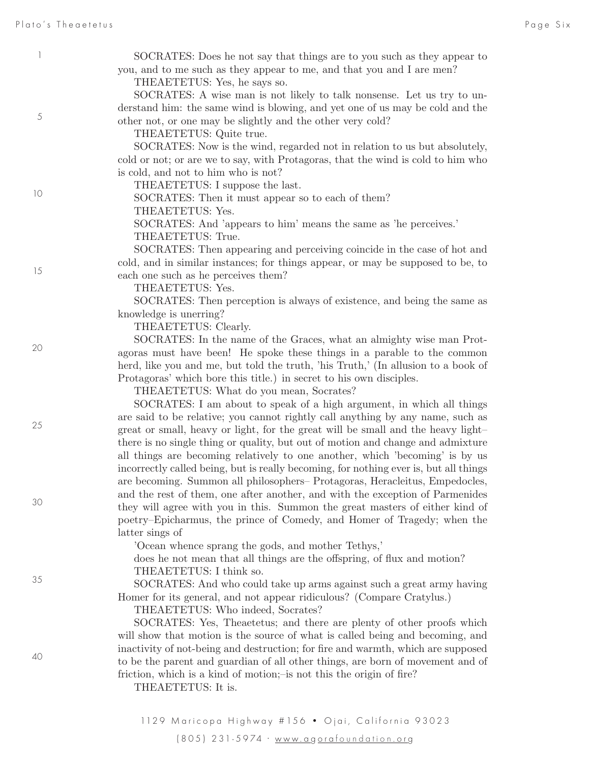SOCRATES: Does he not say that things are to you such as they appear to you, and to me such as they appear to me, and that you and I are men?

THEAETETUS: Yes, he says so.

SOCRATES: A wise man is not likely to talk nonsense. Let us try to understand him: the same wind is blowing, and yet one of us may be cold and the other not, or one may be slightly and the other very cold?

THEAETETUS: Quite true.

SOCRATES: Now is the wind, regarded not in relation to us but absolutely, cold or not; or are we to say, with Protagoras, that the wind is cold to him who is cold, and not to him who is not?

THEAETETUS: I suppose the last.

SOCRATES: Then it must appear so to each of them?

THEAETETUS: Yes.

SOCRATES: And 'appears to him' means the same as 'he perceives.'

THEAETETUS: True.

SOCRATES: Then appearing and perceiving coincide in the case of hot and cold, and in similar instances; for things appear, or may be supposed to be, to each one such as he perceives them?

THEAETETUS: Yes.

SOCRATES: Then perception is always of existence, and being the same as knowledge is unerring?

THEAETETUS: Clearly.

SOCRATES: In the name of the Graces, what an almighty wise man Protagoras must have been! He spoke these things in a parable to the common herd, like you and me, but told the truth, 'his Truth,' (In allusion to a book of Protagoras' which bore this title.) in secret to his own disciples.

THEAETETUS: What do you mean, Socrates?

SOCRATES: I am about to speak of a high argument, in which all things are said to be relative; you cannot rightly call anything by any name, such as great or small, heavy or light, for the great will be small and the heavy light– there is no single thing or quality, but out of motion and change and admixture all things are becoming relatively to one another, which 'becoming' is by us incorrectly called being, but is really becoming, for nothing ever is, but all things are becoming. Summon all philosophers– Protagoras, Heracleitus, Empedocles, and the rest of them, one after another, and with the exception of Parmenides they will agree with you in this. Summon the great masters of either kind of poetry–Epicharmus, the prince of Comedy, and Homer of Tragedy; when the latter sings of

'Ocean whence sprang the gods, and mother Tethys,'

does he not mean that all things are the offspring, of flux and motion?

THEAETETUS: I think so.

SOCRATES: And who could take up arms against such a great army having Homer for its general, and not appear ridiculous? (Compare Cratylus.)

THEAETETUS: Who indeed, Socrates?

SOCRATES: Yes, Theaetetus; and there are plenty of other proofs which will show that motion is the source of what is called being and becoming, and inactivity of not-being and destruction; for fire and warmth, which are supposed to be the parent and guardian of all other things, are born of movement and of friction, which is a kind of motion;–is not this the origin of fire?

THEAETETUS: It is.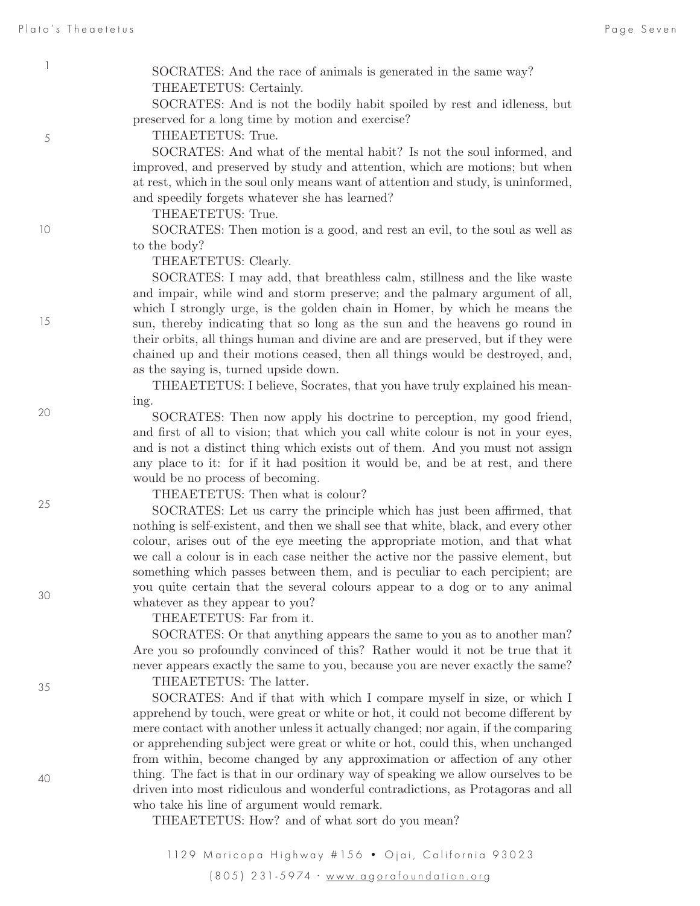SOCRATES: And the race of animals is generated in the same way?

THEAETETUS: Certainly.

SOCRATES: And is not the bodily habit spoiled by rest and idleness, but preserved for a long time by motion and exercise?

THEAETETUS: True.

SOCRATES: And what of the mental habit? Is not the soul informed, and improved, and preserved by study and attention, which are motions; but when at rest, which in the soul only means want of attention and study, is uninformed, and speedily forgets whatever she has learned?

THEAETETUS: True.

SOCRATES: Then motion is a good, and rest an evil, to the soul as well as to the body?

THEAETETUS: Clearly.

SOCRATES: I may add, that breathless calm, stillness and the like waste and impair, while wind and storm preserve; and the palmary argument of all, which I strongly urge, is the golden chain in Homer, by which he means the sun, thereby indicating that so long as the sun and the heavens go round in their orbits, all things human and divine are and are preserved, but if they were chained up and their motions ceased, then all things would be destroyed, and, as the saying is, turned upside down.

THEAETETUS: I believe, Socrates, that you have truly explained his meaning.

SOCRATES: Then now apply his doctrine to perception, my good friend, and first of all to vision; that which you call white colour is not in your eyes, and is not a distinct thing which exists out of them. And you must not assign any place to it: for if it had position it would be, and be at rest, and there would be no process of becoming.

THEAETETUS: Then what is colour?

SOCRATES: Let us carry the principle which has just been affirmed, that nothing is self-existent, and then we shall see that white, black, and every other colour, arises out of the eye meeting the appropriate motion, and that what we call a colour is in each case neither the active nor the passive element, but something which passes between them, and is peculiar to each percipient; are you quite certain that the several colours appear to a dog or to any animal whatever as they appear to you?

THEAETETUS: Far from it.

SOCRATES: Or that anything appears the same to you as to another man? Are you so profoundly convinced of this? Rather would it not be true that it never appears exactly the same to you, because you are never exactly the same?

THEAETETUS: The latter.

SOCRATES: And if that with which I compare myself in size, or which I apprehend by touch, were great or white or hot, it could not become different by mere contact with another unless it actually changed; nor again, if the comparing or apprehending subject were great or white or hot, could this, when unchanged from within, become changed by any approximation or affection of any other thing. The fact is that in our ordinary way of speaking we allow ourselves to be driven into most ridiculous and wonderful contradictions, as Protagoras and all who take his line of argument would remark.

THEAETETUS: How? and of what sort do you mean?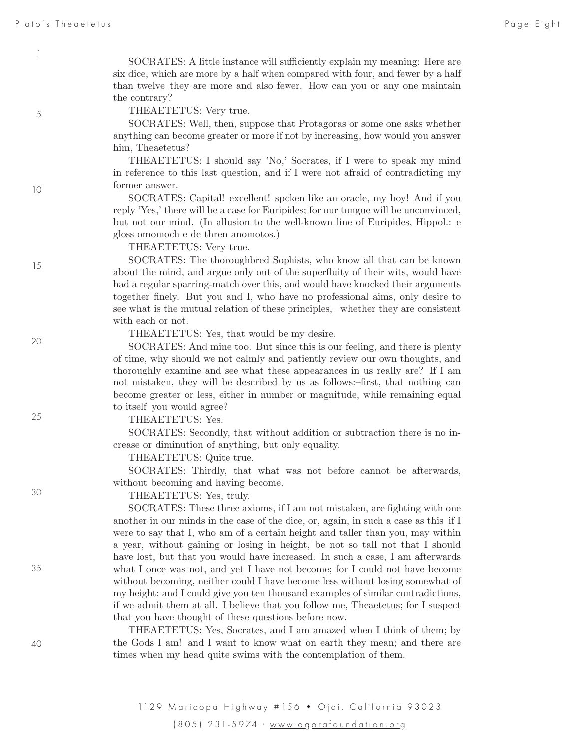SOCRATES: A little instance will sufficiently explain my meaning: Here are six dice, which are more by a half when compared with four, and fewer by a half than twelve–they are more and also fewer. How can you or any one maintain the contrary?

THEAETETUS: Very true.

SOCRATES: Well, then, suppose that Protagoras or some one asks whether anything can become greater or more if not by increasing, how would you answer him, Theaetetus?

THEAETETUS: I should say 'No,' Socrates, if I were to speak my mind in reference to this last question, and if I were not afraid of contradicting my former answer.

SOCRATES: Capital! excellent! spoken like an oracle, my boy! And if you reply 'Yes,' there will be a case for Euripides; for our tongue will be unconvinced, but not our mind. (In allusion to the well-known line of Euripides, Hippol.: e gloss omomoch e de thren anomotos.)

THEAETETUS: Very true.

SOCRATES: The thoroughbred Sophists, who know all that can be known about the mind, and argue only out of the superfluity of their wits, would have had a regular sparring-match over this, and would have knocked their arguments together finely. But you and I, who have no professional aims, only desire to see what is the mutual relation of these principles,– whether they are consistent with each or not.

THEAETETUS: Yes, that would be my desire.

SOCRATES: And mine too. But since this is our feeling, and there is plenty of time, why should we not calmly and patiently review our own thoughts, and thoroughly examine and see what these appearances in us really are? If I am not mistaken, they will be described by us as follows:–first, that nothing can become greater or less, either in number or magnitude, while remaining equal to itself–you would agree?

THEAETETUS: Yes.

SOCRATES: Secondly, that without addition or subtraction there is no increase or diminution of anything, but only equality.

THEAETETUS: Quite true.

SOCRATES: Thirdly, that what was not before cannot be afterwards, without becoming and having become.

THEAETETUS: Yes, truly.

SOCRATES: These three axioms, if I am not mistaken, are fighting with one another in our minds in the case of the dice, or, again, in such a case as this–if I were to say that I, who am of a certain height and taller than you, may within a year, without gaining or losing in height, be not so tall–not that I should have lost, but that you would have increased. In such a case, I am afterwards what I once was not, and yet I have not become; for I could not have become without becoming, neither could I have become less without losing somewhat of my height; and I could give you ten thousand examples of similar contradictions, if we admit them at all. I believe that you follow me, Theaetetus; for I suspect that you have thought of these questions before now.

THEAETETUS: Yes, Socrates, and I am amazed when I think of them; by the Gods I am! and I want to know what on earth they mean; and there are times when my head quite swims with the contemplation of them.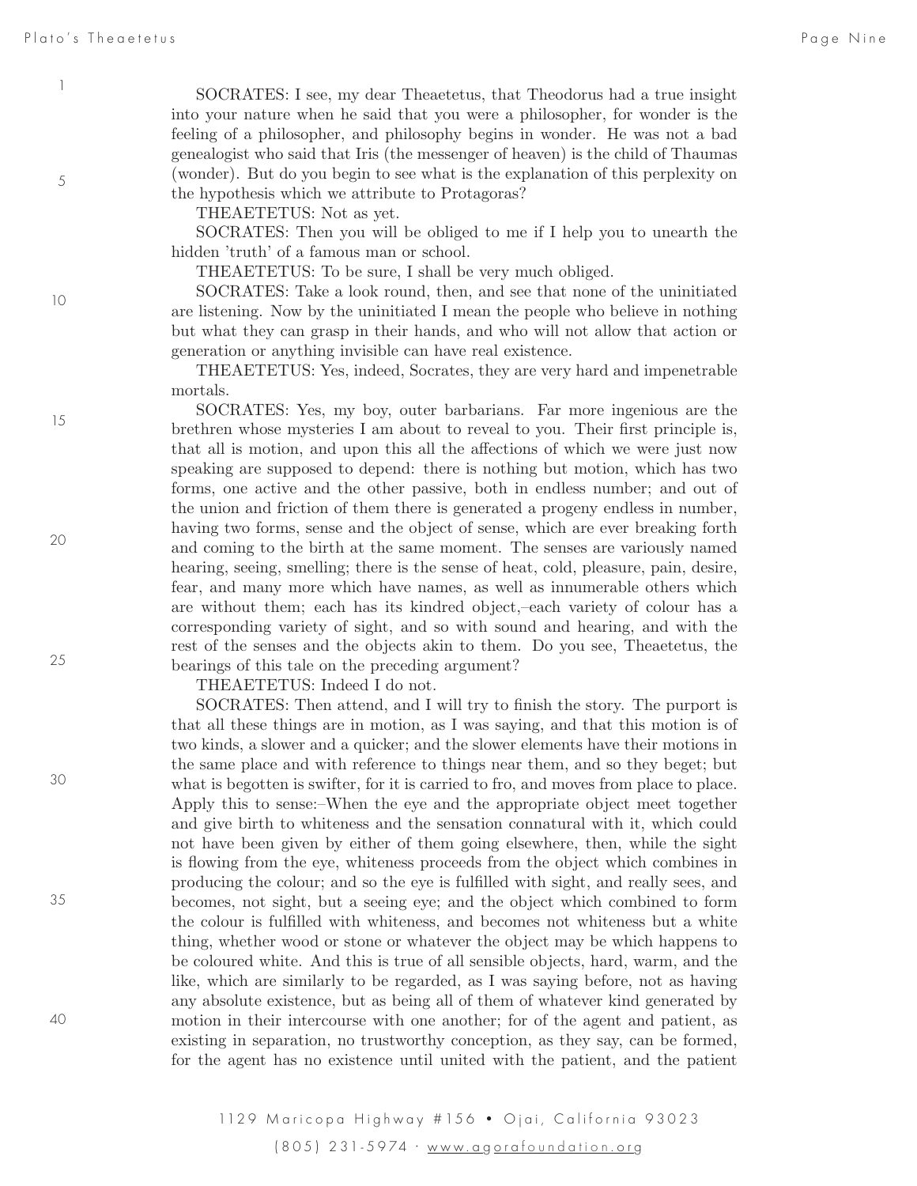SOCRATES: I see, my dear Theaetetus, that Theodorus had a true insight into your nature when he said that you were a philosopher, for wonder is the feeling of a philosopher, and philosophy begins in wonder. He was not a bad genealogist who said that Iris (the messenger of heaven) is the child of Thaumas (wonder). But do you begin to see what is the explanation of this perplexity on the hypothesis which we attribute to Protagoras?

THEAETETUS: Not as yet.

SOCRATES: Then you will be obliged to me if I help you to unearth the hidden 'truth' of a famous man or school.

THEAETETUS: To be sure, I shall be very much obliged.

SOCRATES: Take a look round, then, and see that none of the uninitiated are listening. Now by the uninitiated I mean the people who believe in nothing but what they can grasp in their hands, and who will not allow that action or generation or anything invisible can have real existence.

THEAETETUS: Yes, indeed, Socrates, they are very hard and impenetrable mortals.

SOCRATES: Yes, my boy, outer barbarians. Far more ingenious are the brethren whose mysteries I am about to reveal to you. Their first principle is, that all is motion, and upon this all the affections of which we were just now speaking are supposed to depend: there is nothing but motion, which has two forms, one active and the other passive, both in endless number; and out of the union and friction of them there is generated a progeny endless in number, having two forms, sense and the object of sense, which are ever breaking forth and coming to the birth at the same moment. The senses are variously named hearing, seeing, smelling; there is the sense of heat, cold, pleasure, pain, desire, fear, and many more which have names, as well as innumerable others which are without them; each has its kindred object,–each variety of colour has a corresponding variety of sight, and so with sound and hearing, and with the rest of the senses and the objects akin to them. Do you see, Theaetetus, the bearings of this tale on the preceding argument?

THEAETETUS: Indeed I do not.

SOCRATES: Then attend, and I will try to finish the story. The purport is that all these things are in motion, as I was saying, and that this motion is of two kinds, a slower and a quicker; and the slower elements have their motions in the same place and with reference to things near them, and so they beget; but what is begotten is swifter, for it is carried to fro, and moves from place to place. Apply this to sense:–When the eye and the appropriate object meet together and give birth to whiteness and the sensation connatural with it, which could not have been given by either of them going elsewhere, then, while the sight is flowing from the eye, whiteness proceeds from the object which combines in producing the colour; and so the eye is fulfilled with sight, and really sees, and becomes, not sight, but a seeing eye; and the object which combined to form the colour is fulfilled with whiteness, and becomes not whiteness but a white thing, whether wood or stone or whatever the object may be which happens to be coloured white. And this is true of all sensible objects, hard, warm, and the like, which are similarly to be regarded, as I was saying before, not as having any absolute existence, but as being all of them of whatever kind generated by motion in their intercourse with one another; for of the agent and patient, as existing in separation, no trustworthy conception, as they say, can be formed, for the agent has no existence until united with the patient, and the patient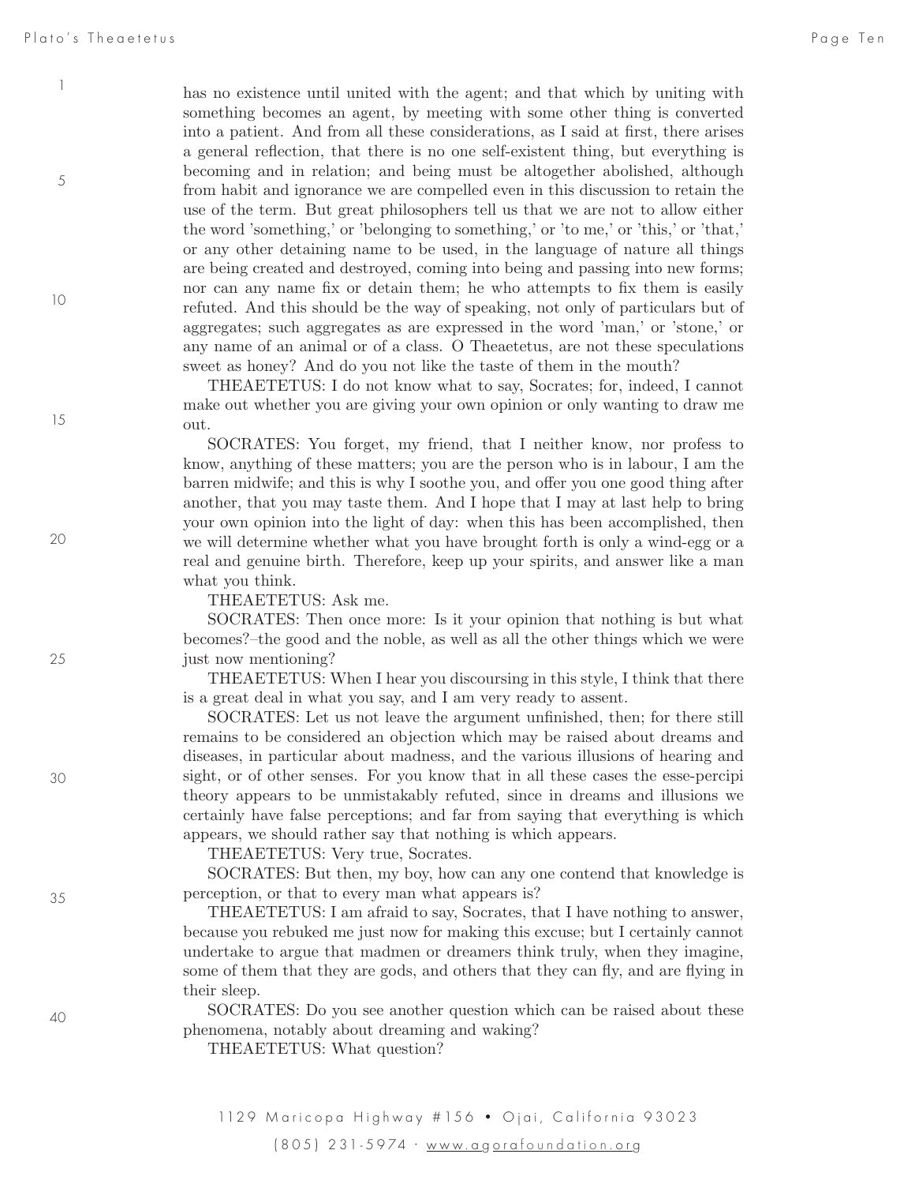has no existence until united with the agent; and that which by uniting with something becomes an agent, by meeting with some other thing is converted into a patient. And from all these considerations, as I said at first, there arises a general reflection, that there is no one self-existent thing, but everything is becoming and in relation; and being must be altogether abolished, although from habit and ignorance we are compelled even in this discussion to retain the use of the term. But great philosophers tell us that we are not to allow either the word 'something,' or 'belonging to something,' or 'to me,' or 'this,' or 'that,' or any other detaining name to be used, in the language of nature all things are being created and destroyed, coming into being and passing into new forms; nor can any name fix or detain them; he who attempts to fix them is easily refuted. And this should be the way of speaking, not only of particulars but of aggregates; such aggregates as are expressed in the word 'man,' or 'stone,' or any name of an animal or of a class. O Theaetetus, are not these speculations sweet as honey? And do you not like the taste of them in the mouth?

THEAETETUS: I do not know what to say, Socrates; for, indeed, I cannot make out whether you are giving your own opinion or only wanting to draw me out.

SOCRATES: You forget, my friend, that I neither know, nor profess to know, anything of these matters; you are the person who is in labour, I am the barren midwife; and this is why I soothe you, and offer you one good thing after another, that you may taste them. And I hope that I may at last help to bring your own opinion into the light of day: when this has been accomplished, then we will determine whether what you have brought forth is only a wind-egg or a real and genuine birth. Therefore, keep up your spirits, and answer like a man what you think.

THEAETETUS: Ask me.

SOCRATES: Then once more: Is it your opinion that nothing is but what becomes?–the good and the noble, as well as all the other things which we were just now mentioning?

THEAETETUS: When I hear you discoursing in this style, I think that there is a great deal in what you say, and I am very ready to assent.

SOCRATES: Let us not leave the argument unfinished, then; for there still remains to be considered an objection which may be raised about dreams and diseases, in particular about madness, and the various illusions of hearing and sight, or of other senses. For you know that in all these cases the esse-percipi theory appears to be unmistakably refuted, since in dreams and illusions we certainly have false perceptions; and far from saying that everything is which appears, we should rather say that nothing is which appears.

THEAETETUS: Very true, Socrates.

SOCRATES: But then, my boy, how can any one contend that knowledge is perception, or that to every man what appears is?

THEAETETUS: I am afraid to say, Socrates, that I have nothing to answer, because you rebuked me just now for making this excuse; but I certainly cannot undertake to argue that madmen or dreamers think truly, when they imagine, some of them that they are gods, and others that they can fly, and are flying in their sleep.

SOCRATES: Do you see another question which can be raised about these phenomena, notably about dreaming and waking?

THEAETETUS: What question?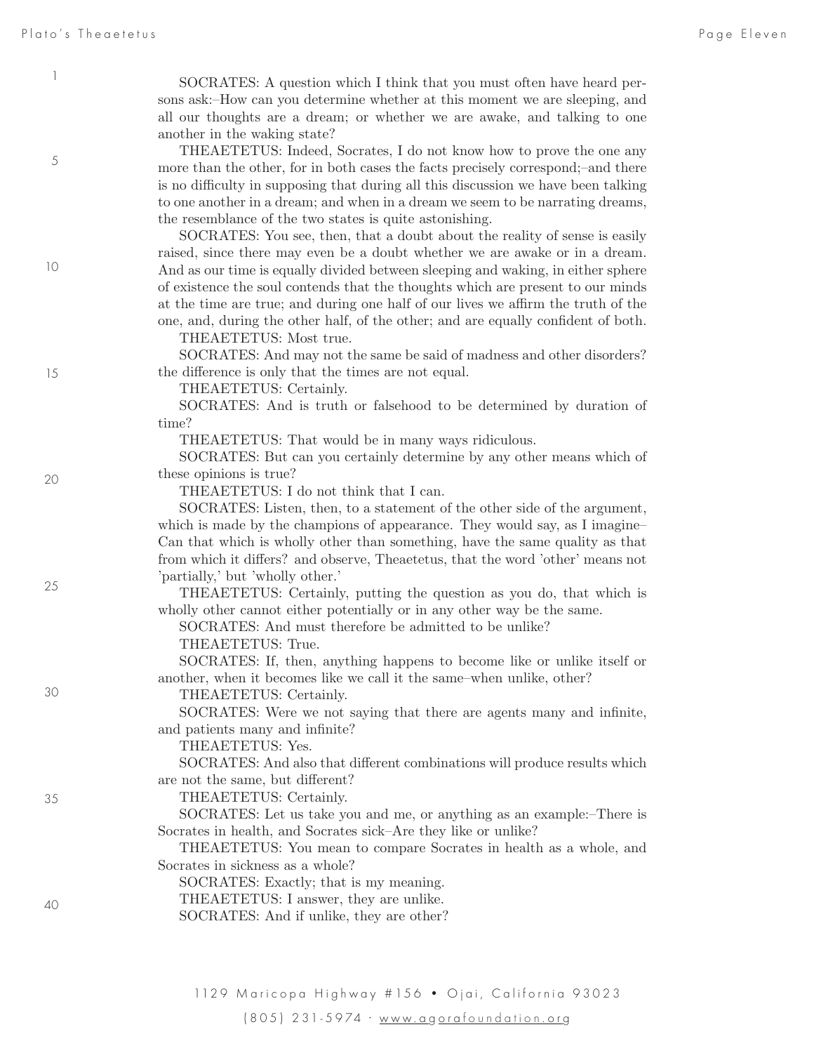SOCRATES: A question which I think that you must often have heard persons ask:–How can you determine whether at this moment we are sleeping, and all our thoughts are a dream; or whether we are awake, and talking to one another in the waking state?

THEAETETUS: Indeed, Socrates, I do not know how to prove the one any more than the other, for in both cases the facts precisely correspond;–and there is no difficulty in supposing that during all this discussion we have been talking to one another in a dream; and when in a dream we seem to be narrating dreams, the resemblance of the two states is quite astonishing.

SOCRATES: You see, then, that a doubt about the reality of sense is easily raised, since there may even be a doubt whether we are awake or in a dream. And as our time is equally divided between sleeping and waking, in either sphere of existence the soul contends that the thoughts which are present to our minds at the time are true; and during one half of our lives we affirm the truth of the one, and, during the other half, of the other; and are equally confident of both.

THEAETETUS: Most true.

SOCRATES: And may not the same be said of madness and other disorders? the difference is only that the times are not equal.

THEAETETUS: Certainly.

SOCRATES: And is truth or falsehood to be determined by duration of time?

THEAETETUS: That would be in many ways ridiculous.

SOCRATES: But can you certainly determine by any other means which of these opinions is true?

THEAETETUS: I do not think that I can.

SOCRATES: Listen, then, to a statement of the other side of the argument, which is made by the champions of appearance. They would say, as I imagine–Can that which is wholly other than something, have the same quality as that from which it differs? and observe, Theaetetus, that the word 'other' means not 'partially,' but 'wholly other.'

THEAETETUS: Certainly, putting the question as you do, that which is wholly other cannot either potentially or in any other way be the same.

SOCRATES: And must therefore be admitted to be unlike?

THEAETETUS: True.

SOCRATES: If, then, anything happens to become like or unlike itself or another, when it becomes like we call it the same–when unlike, other?

THEAETETUS: Certainly.

SOCRATES: Were we not saying that there are agents many and infinite, and patients many and infinite?

THEAETETUS: Yes.

SOCRATES: And also that different combinations will produce results which are not the same, but different?

THEAETETUS: Certainly.

SOCRATES: Let us take you and me, or anything as an example:–There is Socrates in health, and Socrates sick–Are they like or unlike?

THEAETETUS: You mean to compare Socrates in health as a whole, and Socrates in sickness as a whole?

SOCRATES: Exactly; that is my meaning.

THEAETETUS: I answer, they are unlike.

SOCRATES: And if unlike, they are other?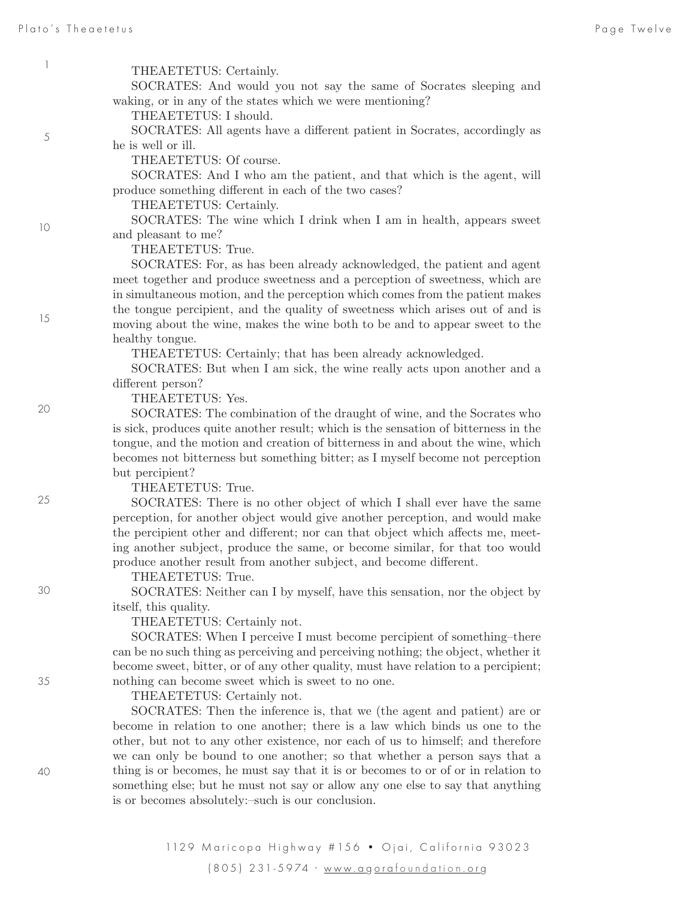THEAETETUS: Certainly.

SOCRATES: And would you not say the same of Socrates sleeping and waking, or in any of the states which we were mentioning?

THEAETETUS: I should.

SOCRATES: All agents have a different patient in Socrates, accordingly as he is well or ill.

THEAETETUS: Of course.

SOCRATES: And I who am the patient, and that which is the agent, will produce something different in each of the two cases?

THEAETETUS: Certainly.

SOCRATES: The wine which I drink when I am in health, appears sweet and pleasant to me?

THEAETETUS: True.

SOCRATES: For, as has been already acknowledged, the patient and agent meet together and produce sweetness and a perception of sweetness, which are in simultaneous motion, and the perception which comes from the patient makes the tongue percipient, and the quality of sweetness which arises out of and is moving about the wine, makes the wine both to be and to appear sweet to the healthy tongue.

THEAETETUS: Certainly; that has been already acknowledged.

SOCRATES: But when I am sick, the wine really acts upon another and a different person?

THEAETETUS: Yes.

SOCRATES: The combination of the draught of wine, and the Socrates who is sick, produces quite another result; which is the sensation of bitterness in the tongue, and the motion and creation of bitterness in and about the wine, which becomes not bitterness but something bitter; as I myself become not perception but percipient?

THEAETETUS: True.

SOCRATES: There is no other object of which I shall ever have the same perception, for another object would give another perception, and would make the percipient other and different; nor can that object which affects me, meeting another subject, produce the same, or become similar, for that too would produce another result from another subject, and become different.

THEAETETUS: True.

SOCRATES: Neither can I by myself, have this sensation, nor the object by itself, this quality.

THEAETETUS: Certainly not.

SOCRATES: When I perceive I must become percipient of something–there can be no such thing as perceiving and perceiving nothing; the object, whether it become sweet, bitter, or of any other quality, must have relation to a percipient; nothing can become sweet which is sweet to no one.

THEAETETUS: Certainly not.

SOCRATES: Then the inference is, that we (the agent and patient) are or become in relation to one another; there is a law which binds us one to the other, but not to any other existence, nor each of us to himself; and therefore we can only be bound to one another; so that whether a person says that a thing is or becomes, he must say that it is or becomes to or of or in relation to something else; but he must not say or allow any one else to say that anything is or becomes absolutely:–such is our conclusion.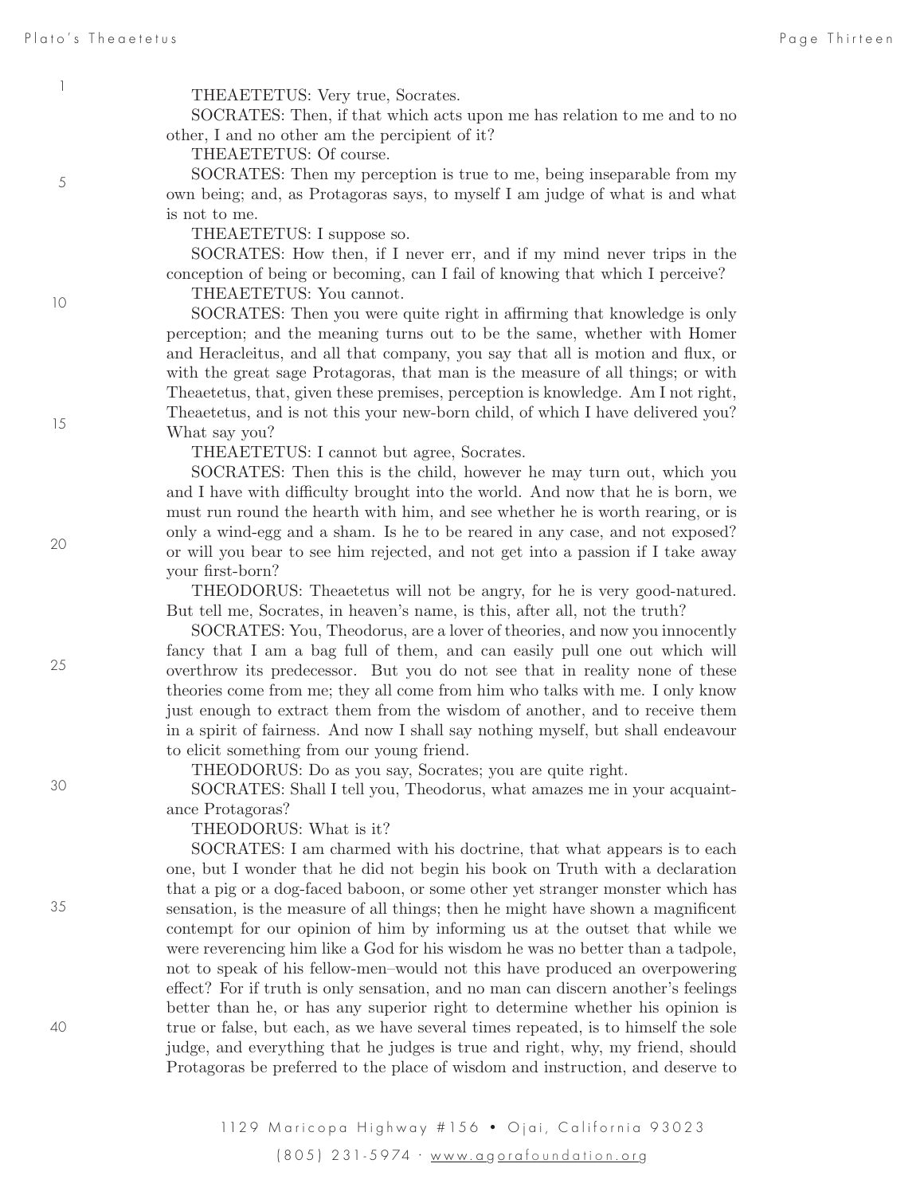THEAETETUS: Very true, Socrates.

SOCRATES: Then, if that which acts upon me has relation to me and to no other, I and no other am the percipient of it?

THEAETETUS: Of course.

SOCRATES: Then my perception is true to me, being inseparable from my own being; and, as Protagoras says, to myself I am judge of what is and what is not to me.

THEAETETUS: I suppose so.

SOCRATES: How then, if I never err, and if my mind never trips in the conception of being or becoming, can I fail of knowing that which I perceive?

THEAETETUS: You cannot.

SOCRATES: Then you were quite right in affirming that knowledge is only perception; and the meaning turns out to be the same, whether with Homer and Heracleitus, and all that company, you say that all is motion and flux, or with the great sage Protagoras, that man is the measure of all things; or with Theaetetus, that, given these premises, perception is knowledge. Am I not right, Theaetetus, and is not this your new-born child, of which I have delivered you? What say you?

THEAETETUS: I cannot but agree, Socrates.

SOCRATES: Then this is the child, however he may turn out, which you and I have with difficulty brought into the world. And now that he is born, we must run round the hearth with him, and see whether he is worth rearing, or is only a wind-egg and a sham. Is he to be reared in any case, and not exposed? or will you bear to see him rejected, and not get into a passion if I take away your first-born?

THEODORUS: Theaetetus will not be angry, for he is very good-natured. But tell me, Socrates, in heaven's name, is this, after all, not the truth?

SOCRATES: You, Theodorus, are a lover of theories, and now you innocently fancy that I am a bag full of them, and can easily pull one out which will overthrow its predecessor. But you do not see that in reality none of these theories come from me; they all come from him who talks with me. I only know just enough to extract them from the wisdom of another, and to receive them in a spirit of fairness. And now I shall say nothing myself, but shall endeavour to elicit something from our young friend.

THEODORUS: Do as you say, Socrates; you are quite right.

SOCRATES: Shall I tell you, Theodorus, what amazes me in your acquaintance Protagoras?

THEODORUS: What is it?

SOCRATES: I am charmed with his doctrine, that what appears is to each one, but I wonder that he did not begin his book on Truth with a declaration that a pig or a dog-faced baboon, or some other yet stranger monster which has sensation, is the measure of all things; then he might have shown a magnificent contempt for our opinion of him by informing us at the outset that while we were reverencing him like a God for his wisdom he was no better than a tadpole, not to speak of his fellow-men–would not this have produced an overpowering effect? For if truth is only sensation, and no man can discern another's feelings better than he, or has any superior right to determine whether his opinion is true or false, but each, as we have several times repeated, is to himself the sole judge, and everything that he judges is true and right, why, my friend, should Protagoras be preferred to the place of wisdom and instruction, and deserve to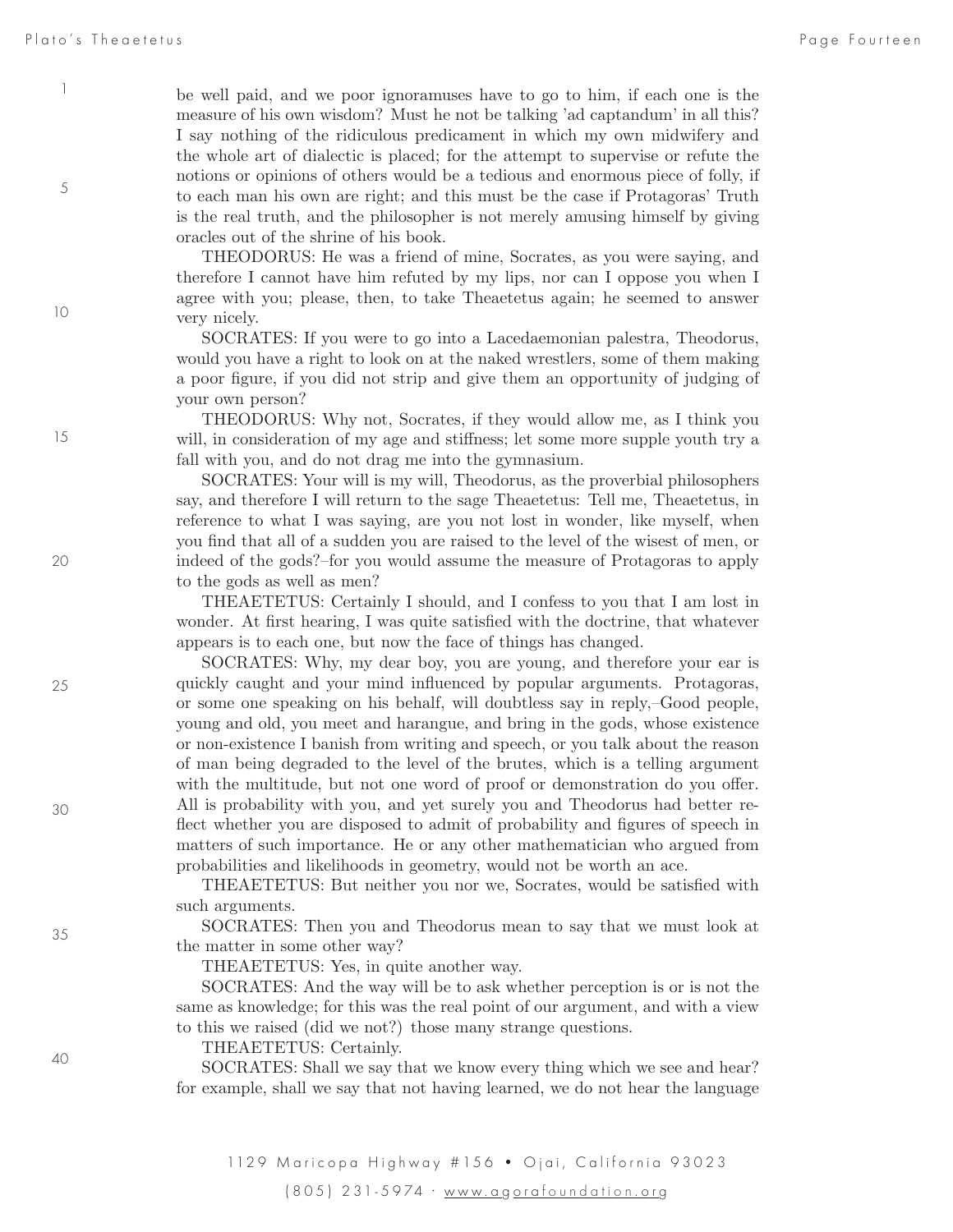be well paid, and we poor ignoramuses have to go to him, if each one is the measure of his own wisdom? Must he not be talking 'ad captandum' in all this? I say nothing of the ridiculous predicament in which my own midwifery and the whole art of dialectic is placed; for the attempt to supervise or refute the notions or opinions of others would be a tedious and enormous piece of folly, if to each man his own are right; and this must be the case if Protagoras' Truth is the real truth, and the philosopher is not merely amusing himself by giving oracles out of the shrine of his book.

THEODORUS: He was a friend of mine, Socrates, as you were saying, and therefore I cannot have him refuted by my lips, nor can I oppose you when I agree with you; please, then, to take Theaetetus again; he seemed to answer very nicely.

SOCRATES: If you were to go into a Lacedaemonian palestra, Theodorus, would you have a right to look on at the naked wrestlers, some of them making a poor figure, if you did not strip and give them an opportunity of judging of your own person?

THEODORUS: Why not, Socrates, if they would allow me, as I think you will, in consideration of my age and stiffness; let some more supple youth try a fall with you, and do not drag me into the gymnasium.

SOCRATES: Your will is my will, Theodorus, as the proverbial philosophers say, and therefore I will return to the sage Theaetetus: Tell me, Theaetetus, in reference to what I was saying, are you not lost in wonder, like myself, when you find that all of a sudden you are raised to the level of the wisest of men, or indeed of the gods?–for you would assume the measure of Protagoras to apply to the gods as well as men?

THEAETETUS: Certainly I should, and I confess to you that I am lost in wonder. At first hearing, I was quite satisfied with the doctrine, that whatever appears is to each one, but now the face of things has changed.

SOCRATES: Why, my dear boy, you are young, and therefore your ear is quickly caught and your mind influenced by popular arguments. Protagoras, or some one speaking on his behalf, will doubtless say in reply,–Good people, young and old, you meet and harangue, and bring in the gods, whose existence or non-existence I banish from writing and speech, or you talk about the reason of man being degraded to the level of the brutes, which is a telling argument with the multitude, but not one word of proof or demonstration do you offer. All is probability with you, and yet surely you and Theodorus had better reflect whether you are disposed to admit of probability and figures of speech in matters of such importance. He or any other mathematician who argued from probabilities and likelihoods in geometry, would not be worth an ace.

THEAETETUS: But neither you nor we, Socrates, would be satisfied with such arguments.

SOCRATES: Then you and Theodorus mean to say that we must look at the matter in some other way?

THEAETETUS: Yes, in quite another way.

SOCRATES: And the way will be to ask whether perception is or is not the same as knowledge; for this was the real point of our argument, and with a view to this we raised (did we not?) those many strange questions.

THEAETETUS: Certainly.

SOCRATES: Shall we say that we know every thing which we see and hear? for example, shall we say that not having learned, we do not hear the language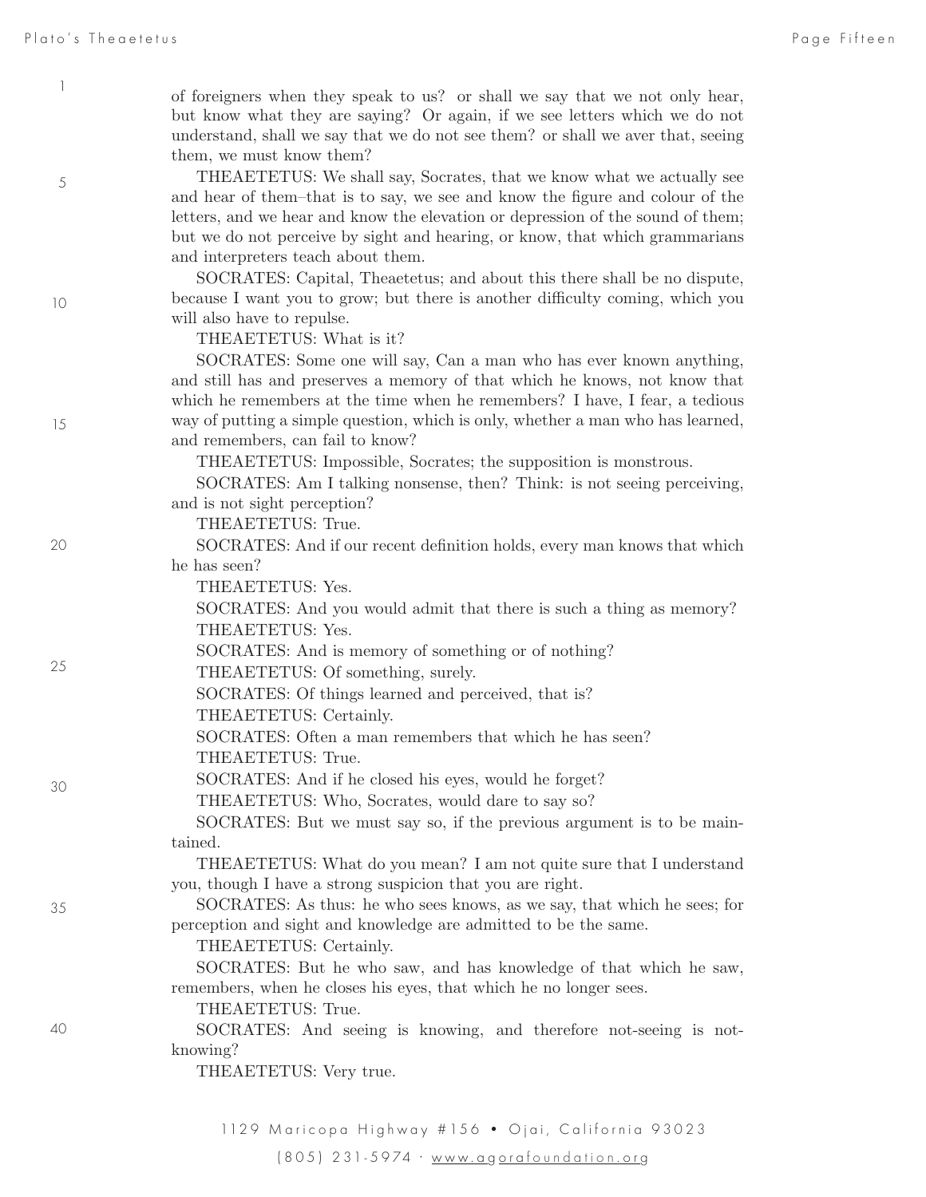of foreigners when they speak to us? or shall we say that we not only hear, but know what they are saying? Or again, if we see letters which we do not understand, shall we say that we do not see them? or shall we aver that, seeing them, we must know them?

THEAETETUS: We shall say, Socrates, that we know what we actually see and hear of them–that is to say, we see and know the figure and colour of the letters, and we hear and know the elevation or depression of the sound of them; but we do not perceive by sight and hearing, or know, that which grammarians and interpreters teach about them.

SOCRATES: Capital, Theaetetus; and about this there shall be no dispute, because I want you to grow; but there is another difficulty coming, which you will also have to repulse.

THEAETETUS: What is it?

SOCRATES: Some one will say, Can a man who has ever known anything, and still has and preserves a memory of that which he knows, not know that which he remembers at the time when he remembers? I have, I fear, a tedious way of putting a simple question, which is only, whether a man who has learned, and remembers, can fail to know?

THEAETETUS: Impossible, Socrates; the supposition is monstrous.

SOCRATES: Am I talking nonsense, then? Think: is not seeing perceiving, and is not sight perception?

THEAETETUS: True.

SOCRATES: And if our recent definition holds, every man knows that which he has seen?

THEAETETUS: Yes.

SOCRATES: And you would admit that there is such a thing as memory?

THEAETETUS: Yes.

SOCRATES: And is memory of something or of nothing?

THEAETETUS: Of something, surely.

SOCRATES: Of things learned and perceived, that is?

THEAETETUS: Certainly.

SOCRATES: Often a man remembers that which he has seen?

THEAETETUS: True.

SOCRATES: And if he closed his eyes, would he forget?

THEAETETUS: Who, Socrates, would dare to say so?

SOCRATES: But we must say so, if the previous argument is to be maintained.

THEAETETUS: What do you mean? I am not quite sure that I understand you, though I have a strong suspicion that you are right.

SOCRATES: As thus: he who sees knows, as we say, that which he sees; for perception and sight and knowledge are admitted to be the same.

THEAETETUS: Certainly.

SOCRATES: But he who saw, and has knowledge of that which he saw, remembers, when he closes his eyes, that which he no longer sees.

THEAETETUS: True.

SOCRATES: And seeing is knowing, and therefore not-seeing is not-knowing?

THEAETETUS: Very true.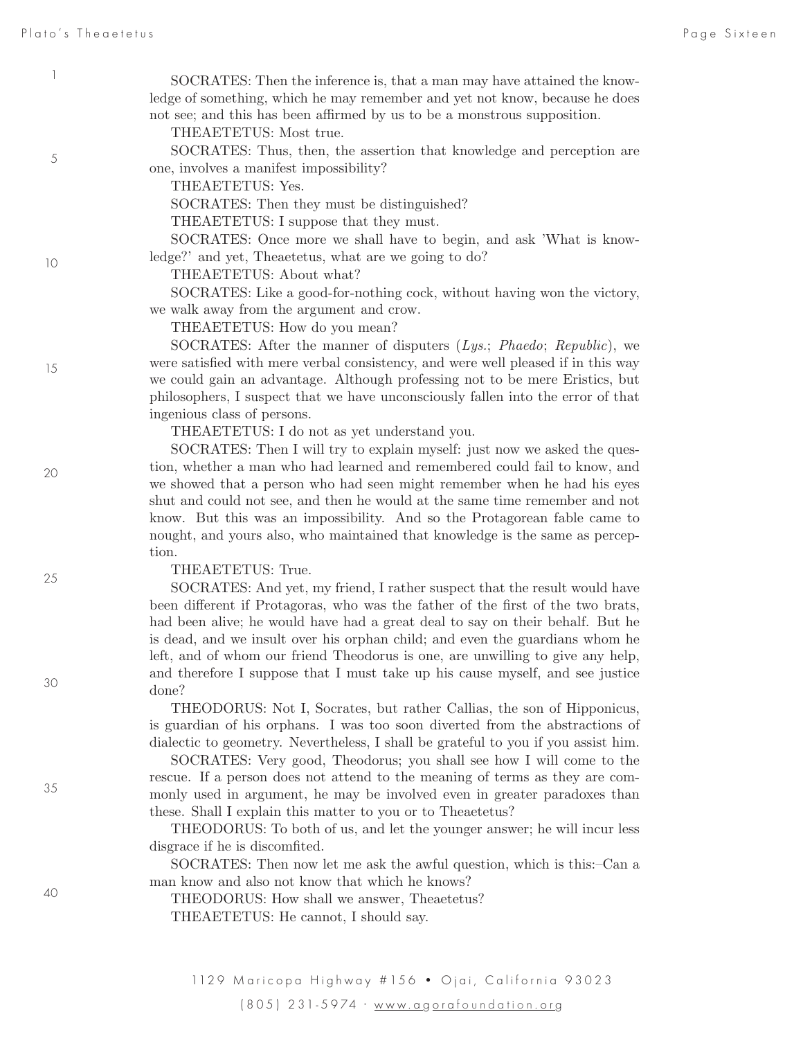SOCRATES: Then the inference is, that a man may have attained the knowledge of something, which he may remember and yet not know, because he does not see; and this has been affirmed by us to be a monstrous supposition.

THEAETETUS: Most true.

SOCRATES: Thus, then, the assertion that knowledge and perception are one, involves a manifest impossibility?

THEAETETUS: Yes.

SOCRATES: Then they must be distinguished?

THEAETETUS: I suppose that they must.

SOCRATES: Once more we shall have to begin, and ask 'What is knowledge?' and yet, Theaetetus, what are we going to do?

THEAETETUS: About what?

SOCRATES: Like a good-for-nothing cock, without having won the victory, we walk away from the argument and crow.

THEAETETUS: How do you mean?

SOCRATES: After the manner of disputers (*Lys.*; *Phaedo*; *Republic*), we were satisfied with mere verbal consistency, and were well pleased if in this way we could gain an advantage. Although professing not to be mere Eristics, but philosophers, I suspect that we have unconsciously fallen into the error of that ingenious class of persons.

THEAETETUS: I do not as yet understand you.

SOCRATES: Then I will try to explain myself: just now we asked the question, whether a man who had learned and remembered could fail to know, and we showed that a person who had seen might remember when he had his eyes shut and could not see, and then he would at the same time remember and not know. But this was an impossibility. And so the Protagorean fable came to nought, and yours also, who maintained that knowledge is the same as perception.

THEAETETUS: True.

SOCRATES: And yet, my friend, I rather suspect that the result would have been different if Protagoras, who was the father of the first of the two brats, had been alive; he would have had a great deal to say on their behalf. But he is dead, and we insult over his orphan child; and even the guardians whom he left, and of whom our friend Theodorus is one, are unwilling to give any help, and therefore I suppose that I must take up his cause myself, and see justice done?

THEODORUS: Not I, Socrates, but rather Callias, the son of Hipponicus, is guardian of his orphans. I was too soon diverted from the abstractions of dialectic to geometry. Nevertheless, I shall be grateful to you if you assist him.

SOCRATES: Very good, Theodorus; you shall see how I will come to the rescue. If a person does not attend to the meaning of terms as they are commonly used in argument, he may be involved even in greater paradoxes than these. Shall I explain this matter to you or to Theaetetus?

THEODORUS: To both of us, and let the younger answer; he will incur less disgrace if he is discomfited.

SOCRATES: Then now let me ask the awful question, which is this:–Can a man know and also not know that which he knows?

THEODORUS: How shall we answer, Theaetetus?

THEAETETUS: He cannot, I should say.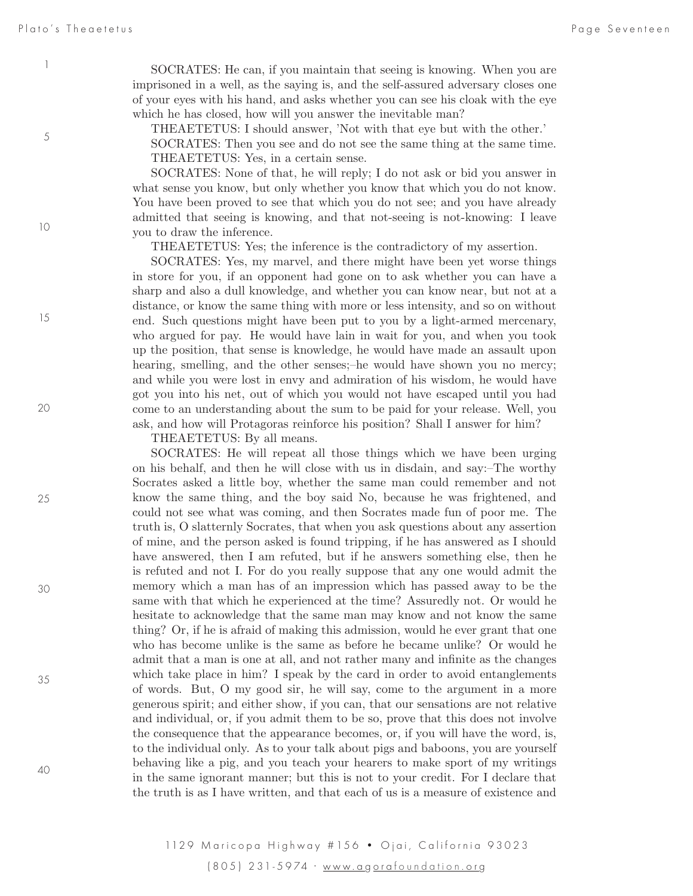SOCRATES: He can, if you maintain that seeing is knowing. When you are imprisoned in a well, as the saying is, and the self-assured adversary closes one of your eyes with his hand, and asks whether you can see his cloak with the eye which he has closed, how will you answer the inevitable man?

THEAETETUS: I should answer, 'Not with that eye but with the other.'

SOCRATES: Then you see and do not see the same thing at the same time.

THEAETETUS: Yes, in a certain sense.

SOCRATES: None of that, he will reply; I do not ask or bid you answer in what sense you know, but only whether you know that which you do not know. You have been proved to see that which you do not see; and you have already admitted that seeing is knowing, and that not-seeing is not-knowing: I leave you to draw the inference.

THEAETETUS: Yes; the inference is the contradictory of my assertion.

SOCRATES: Yes, my marvel, and there might have been yet worse things in store for you, if an opponent had gone on to ask whether you can have a sharp and also a dull knowledge, and whether you can know near, but not at a distance, or know the same thing with more or less intensity, and so on without end. Such questions might have been put to you by a light-armed mercenary, who argued for pay. He would have lain in wait for you, and when you took up the position, that sense is knowledge, he would have made an assault upon hearing, smelling, and the other senses;–he would have shown you no mercy; and while you were lost in envy and admiration of his wisdom, he would have got you into his net, out of which you would not have escaped until you had come to an understanding about the sum to be paid for your release. Well, you ask, and how will Protagoras reinforce his position? Shall I answer for him?

THEAETETUS: By all means.

SOCRATES: He will repeat all those things which we have been urging on his behalf, and then he will close with us in disdain, and say:–The worthy Socrates asked a little boy, whether the same man could remember and not know the same thing, and the boy said No, because he was frightened, and could not see what was coming, and then Socrates made fun of poor me. The truth is, O slatternly Socrates, that when you ask questions about any assertion of mine, and the person asked is found tripping, if he has answered as I should have answered, then I am refuted, but if he answers something else, then he is refuted and not I. For do you really suppose that any one would admit the memory which a man has of an impression which has passed away to be the same with that which he experienced at the time? Assuredly not. Or would he hesitate to acknowledge that the same man may know and not know the same thing? Or, if he is afraid of making this admission, would he ever grant that one who has become unlike is the same as before he became unlike? Or would he admit that a man is one at all, and not rather many and infinite as the changes which take place in him? I speak by the card in order to avoid entanglements of words. But, O my good sir, he will say, come to the argument in a more generous spirit; and either show, if you can, that our sensations are not relative and individual, or, if you admit them to be so, prove that this does not involve the consequence that the appearance becomes, or, if you will have the word, is, to the individual only. As to your talk about pigs and baboons, you are yourself behaving like a pig, and you teach your hearers to make sport of my writings in the same ignorant manner; but this is not to your credit. For I declare that the truth is as I have written, and that each of us is a measure of existence and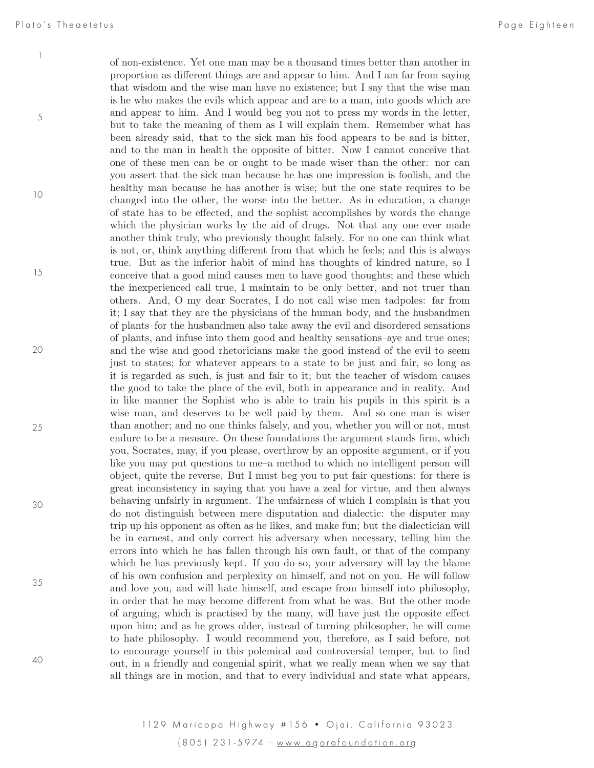of non-existence. Yet one man may be a thousand times better than another in proportion as different things are and appear to him. And I am far from saying that wisdom and the wise man have no existence; but I say that the wise man is he who makes the evils which appear and are to a man, into goods which are and appear to him. And I would beg you not to press my words in the letter, but to take the meaning of them as I will explain them. Remember what has been already said,–that to the sick man his food appears to be and is bitter, and to the man in health the opposite of bitter. Now I cannot conceive that one of these men can be or ought to be made wiser than the other: nor can you assert that the sick man because he has one impression is foolish, and the healthy man because he has another is wise; but the one state requires to be changed into the other, the worse into the better. As in education, a change of state has to be effected, and the sophist accomplishes by words the change which the physician works by the aid of drugs. Not that any one ever made another think truly, who previously thought falsely. For no one can think what is not, or, think anything different from that which he feels; and this is always true. But as the inferior habit of mind has thoughts of kindred nature, so I conceive that a good mind causes men to have good thoughts; and these which the inexperienced call true, I maintain to be only better, and not truer than others. And, O my dear Socrates, I do not call wise men tadpoles: far from it; I say that they are the physicians of the human body, and the husbandmen of plants–for the husbandmen also take away the evil and disordered sensations of plants, and infuse into them good and healthy sensations–aye and true ones; and the wise and good rhetoricians make the good instead of the evil to seem just to states; for whatever appears to a state to be just and fair, so long as it is regarded as such, is just and fair to it; but the teacher of wisdom causes the good to take the place of the evil, both in appearance and in reality. And in like manner the Sophist who is able to train his pupils in this spirit is a wise man, and deserves to be well paid by them. And so one man is wiser than another; and no one thinks falsely, and you, whether you will or not, must endure to be a measure. On these foundations the argument stands firm, which you, Socrates, may, if you please, overthrow by an opposite argument, or if you like you may put questions to me–a method to which no intelligent person will object, quite the reverse. But I must beg you to put fair questions: for there is great inconsistency in saying that you have a zeal for virtue, and then always behaving unfairly in argument. The unfairness of which I complain is that you do not distinguish between mere disputation and dialectic: the disputer may trip up his opponent as often as he likes, and make fun; but the dialectician will be in earnest, and only correct his adversary when necessary, telling him the errors into which he has fallen through his own fault, or that of the company which he has previously kept. If you do so, your adversary will lay the blame of his own confusion and perplexity on himself, and not on you. He will follow and love you, and will hate himself, and escape from himself into philosophy, in order that he may become different from what he was. But the other mode of arguing, which is practised by the many, will have just the opposite effect upon him; and as he grows older, instead of turning philosopher, he will come to hate philosophy. I would recommend you, therefore, as I said before, not to encourage yourself in this polemical and controversial temper, but to find out, in a friendly and congenial spirit, what we really mean when we say that all things are in motion, and that to every individual and state what appears,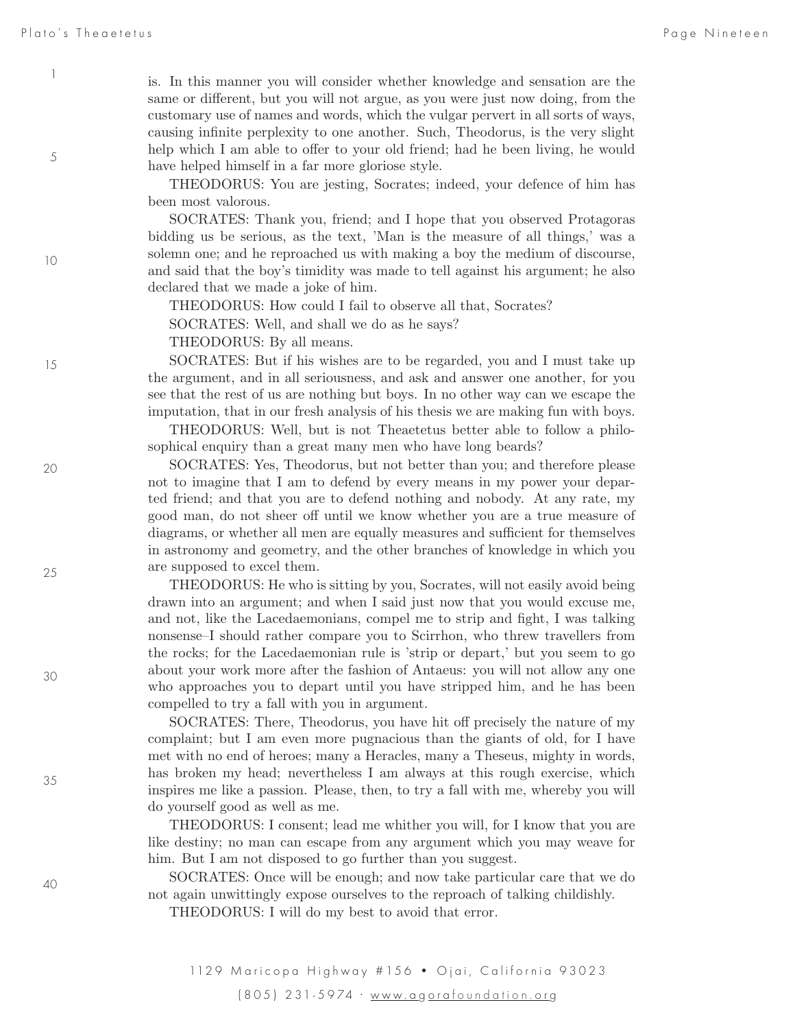is. In this manner you will consider whether knowledge and sensation are the same or different, but you will not argue, as you were just now doing, from the customary use of names and words, which the vulgar pervert in all sorts of ways, causing infinite perplexity to one another. Such, Theodorus, is the very slight help which I am able to offer to your old friend; had he been living, he would have helped himself in a far more gloriose style.

THEODORUS: You are jesting, Socrates; indeed, your defence of him has been most valorous.

SOCRATES: Thank you, friend; and I hope that you observed Protagoras bidding us be serious, as the text, 'Man is the measure of all things,' was a solemn one; and he reproached us with making a boy the medium of discourse, and said that the boy's timidity was made to tell against his argument; he also declared that we made a joke of him.

THEODORUS: How could I fail to observe all that, Socrates?

SOCRATES: Well, and shall we do as he says?

THEODORUS: By all means.

SOCRATES: But if his wishes are to be regarded, you and I must take up the argument, and in all seriousness, and ask and answer one another, for you see that the rest of us are nothing but boys. In no other way can we escape the imputation, that in our fresh analysis of his thesis we are making fun with boys.

THEODORUS: Well, but is not Theaetetus better able to follow a philosophical enquiry than a great many men who have long beards?

SOCRATES: Yes, Theodorus, but not better than you; and therefore please not to imagine that I am to defend by every means in my power your departed friend; and that you are to defend nothing and nobody. At any rate, my good man, do not sheer off until we know whether you are a true measure of diagrams, or whether all men are equally measures and sufficient for themselves in astronomy and geometry, and the other branches of knowledge in which you are supposed to excel them.

THEODORUS: He who is sitting by you, Socrates, will not easily avoid being drawn into an argument; and when I said just now that you would excuse me, and not, like the Lacedaemonians, compel me to strip and fight, I was talking nonsense–I should rather compare you to Scirrhon, who threw travellers from the rocks; for the Lacedaemonian rule is 'strip or depart,' but you seem to go about your work more after the fashion of Antaeus: you will not allow any one who approaches you to depart until you have stripped him, and he has been compelled to try a fall with you in argument.

SOCRATES: There, Theodorus, you have hit off precisely the nature of my complaint; but I am even more pugnacious than the giants of old, for I have met with no end of heroes; many a Heracles, many a Theseus, mighty in words, has broken my head; nevertheless I am always at this rough exercise, which inspires me like a passion. Please, then, to try a fall with me, whereby you will do yourself good as well as me.

THEODORUS: I consent; lead me whither you will, for I know that you are like destiny; no man can escape from any argument which you may weave for him. But I am not disposed to go further than you suggest.

SOCRATES: Once will be enough; and now take particular care that we do not again unwittingly expose ourselves to the reproach of talking childishly.

THEODORUS: I will do my best to avoid that error.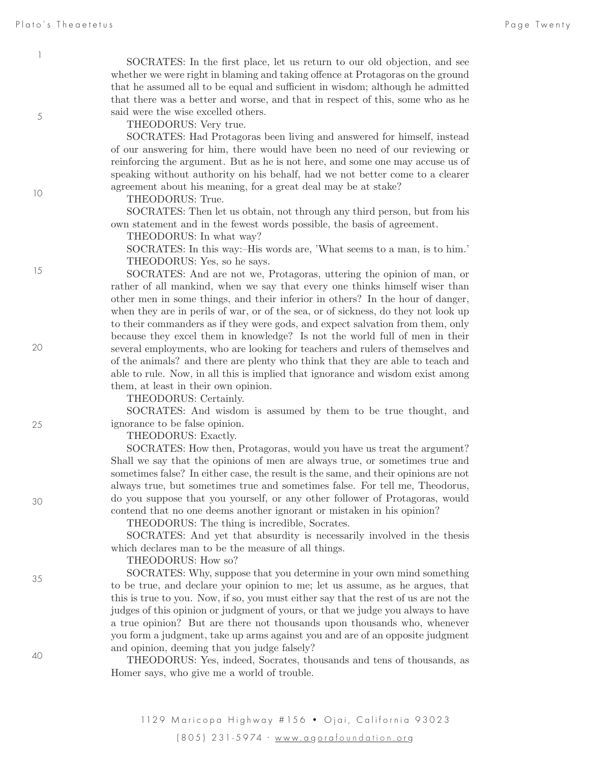SOCRATES: In the first place, let us return to our old objection, and see whether we were right in blaming and taking offence at Protagoras on the ground that he assumed all to be equal and sufficient in wisdom; although he admitted that there was a better and worse, and that in respect of this, some who as he said were the wise excelled others.

THEODORUS: Very true.

SOCRATES: Had Protagoras been living and answered for himself, instead of our answering for him, there would have been no need of our reviewing or reinforcing the argument. But as he is not here, and some one may accuse us of speaking without authority on his behalf, had we not better come to a clearer agreement about his meaning, for a great deal may be at stake?

THEODORUS: True.

SOCRATES: Then let us obtain, not through any third person, but from his own statement and in the fewest words possible, the basis of agreement.

THEODORUS: In what way?

SOCRATES: In this way:–His words are, 'What seems to a man, is to him.'

THEODORUS: Yes, so he says.

SOCRATES: And are not we, Protagoras, uttering the opinion of man, or rather of all mankind, when we say that every one thinks himself wiser than other men in some things, and their inferior in others? In the hour of danger, when they are in perils of war, or of the sea, or of sickness, do they not look up to their commanders as if they were gods, and expect salvation from them, only because they excel them in knowledge? Is not the world full of men in their several employments, who are looking for teachers and rulers of themselves and of the animals? and there are plenty who think that they are able to teach and able to rule. Now, in all this is implied that ignorance and wisdom exist among them, at least in their own opinion.

THEODORUS: Certainly.

SOCRATES: And wisdom is assumed by them to be true thought, and ignorance to be false opinion.

THEODORUS: Exactly.

SOCRATES: How then, Protagoras, would you have us treat the argument? Shall we say that the opinions of men are always true, or sometimes true and sometimes false? In either case, the result is the same, and their opinions are not always true, but sometimes true and sometimes false. For tell me, Theodorus, do you suppose that you yourself, or any other follower of Protagoras, would contend that no one deems another ignorant or mistaken in his opinion?

THEODORUS: The thing is incredible, Socrates.

SOCRATES: And yet that absurdity is necessarily involved in the thesis which declares man to be the measure of all things.

THEODORUS: How so?

SOCRATES: Why, suppose that you determine in your own mind something to be true, and declare your opinion to me; let us assume, as he argues, that this is true to you. Now, if so, you must either say that the rest of us are not the judges of this opinion or judgment of yours, or that we judge you always to have a true opinion? But are there not thousands upon thousands who, whenever you form a judgment, take up arms against you and are of an opposite judgment and opinion, deeming that you judge falsely?

THEODORUS: Yes, indeed, Socrates, thousands and tens of thousands, as Homer says, who give me a world of trouble.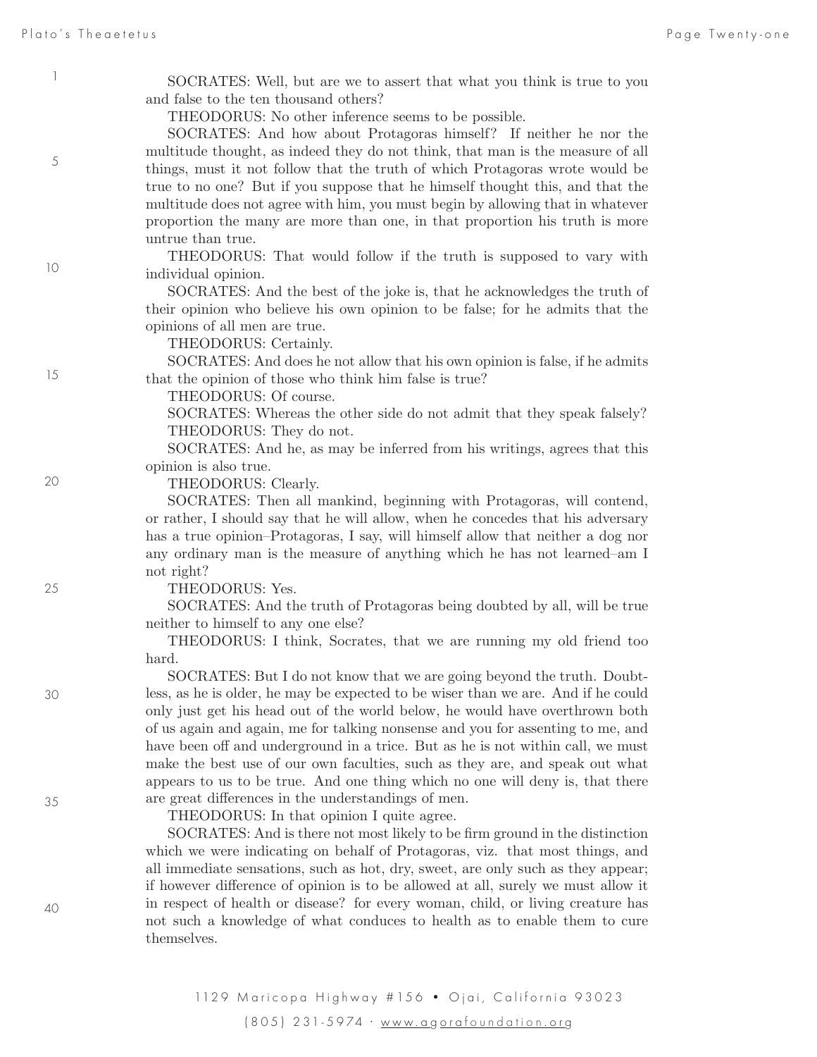SOCRATES: Well, but are we to assert that what you think is true to you and false to the ten thousand others?

THEODORUS: No other inference seems to be possible.

SOCRATES: And how about Protagoras himself? If neither he nor the multitude thought, as indeed they do not think, that man is the measure of all things, must it not follow that the truth of which Protagoras wrote would be true to no one? But if you suppose that he himself thought this, and that the multitude does not agree with him, you must begin by allowing that in whatever proportion the many are more than one, in that proportion his truth is more untrue than true.

THEODORUS: That would follow if the truth is supposed to vary with individual opinion.

SOCRATES: And the best of the joke is, that he acknowledges the truth of their opinion who believe his own opinion to be false; for he admits that the opinions of all men are true.

THEODORUS: Certainly.

SOCRATES: And does he not allow that his own opinion is false, if he admits that the opinion of those who think him false is true?

THEODORUS: Of course.

SOCRATES: Whereas the other side do not admit that they speak falsely?

THEODORUS: They do not.

SOCRATES: And he, as may be inferred from his writings, agrees that this opinion is also true.

THEODORUS: Clearly.

SOCRATES: Then all mankind, beginning with Protagoras, will contend, or rather, I should say that he will allow, when he concedes that his adversary has a true opinion–Protagoras, I say, will himself allow that neither a dog nor any ordinary man is the measure of anything which he has not learned–am I not right?

THEODORUS: Yes.

SOCRATES: And the truth of Protagoras being doubted by all, will be true neither to himself to any one else?

THEODORUS: I think, Socrates, that we are running my old friend too hard.

SOCRATES: But I do not know that we are going beyond the truth. Doubtless, as he is older, he may be expected to be wiser than we are. And if he could only just get his head out of the world below, he would have overthrown both of us again and again, me for talking nonsense and you for assenting to me, and have been off and underground in a trice. But as he is not within call, we must make the best use of our own faculties, such as they are, and speak out what appears to us to be true. And one thing which no one will deny is, that there are great differences in the understandings of men.

THEODORUS: In that opinion I quite agree.

SOCRATES: And is there not most likely to be firm ground in the distinction which we were indicating on behalf of Protagoras, viz. that most things, and all immediate sensations, such as hot, dry, sweet, are only such as they appear; if however difference of opinion is to be allowed at all, surely we must allow it in respect of health or disease? for every woman, child, or living creature has not such a knowledge of what conduces to health as to enable them to cure themselves.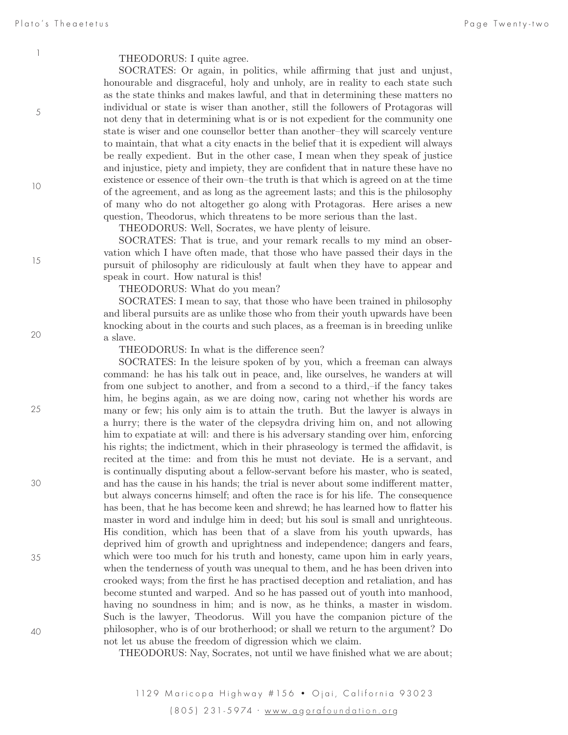THEODORUS: I quite agree.

SOCRATES: Or again, in politics, while affirming that just and unjust, honourable and disgraceful, holy and unholy, are in reality to each state such as the state thinks and makes lawful, and that in determining these matters no individual or state is wiser than another, still the followers of Protagoras will not deny that in determining what is or is not expedient for the community one state is wiser and one counsellor better than another–they will scarcely venture to maintain, that what a city enacts in the belief that it is expedient will always be really expedient. But in the other case, I mean when they speak of justice and injustice, piety and impiety, they are confident that in nature these have no existence or essence of their own–the truth is that which is agreed on at the time of the agreement, and as long as the agreement lasts; and this is the philosophy of many who do not altogether go along with Protagoras. Here arises a new question, Theodorus, which threatens to be more serious than the last.

THEODORUS: Well, Socrates, we have plenty of leisure.

SOCRATES: That is true, and your remark recalls to my mind an observation which I have often made, that those who have passed their days in the pursuit of philosophy are ridiculously at fault when they have to appear and speak in court. How natural is this!

THEODORUS: What do you mean?

SOCRATES: I mean to say, that those who have been trained in philosophy and liberal pursuits are as unlike those who from their youth upwards have been knocking about in the courts and such places, as a freeman is in breeding unlike a slave.

THEODORUS: In what is the difference seen?

SOCRATES: In the leisure spoken of by you, which a freeman can always command: he has his talk out in peace, and, like ourselves, he wanders at will from one subject to another, and from a second to a third,–if the fancy takes him, he begins again, as we are doing now, caring not whether his words are many or few; his only aim is to attain the truth. But the lawyer is always in a hurry; there is the water of the clepsydra driving him on, and not allowing him to expatiate at will: and there is his adversary standing over him, enforcing his rights; the indictment, which in their phraseology is termed the affidavit, is recited at the time: and from this he must not deviate. He is a servant, and is continually disputing about a fellow-servant before his master, who is seated, and has the cause in his hands; the trial is never about some indifferent matter, but always concerns himself; and often the race is for his life. The consequence has been, that he has become keen and shrewd; he has learned how to flatter his master in word and indulge him in deed; but his soul is small and unrighteous. His condition, which has been that of a slave from his youth upwards, has deprived him of growth and uprightness and independence; dangers and fears, which were too much for his truth and honesty, came upon him in early years, when the tenderness of youth was unequal to them, and he has been driven into crooked ways; from the first he has practised deception and retaliation, and has become stunted and warped. And so he has passed out of youth into manhood, having no soundness in him; and is now, as he thinks, a master in wisdom. Such is the lawyer, Theodorus. Will you have the companion picture of the philosopher, who is of our brotherhood; or shall we return to the argument? Do not let us abuse the freedom of digression which we claim.

THEODORUS: Nay, Socrates, not until we have finished what we are about;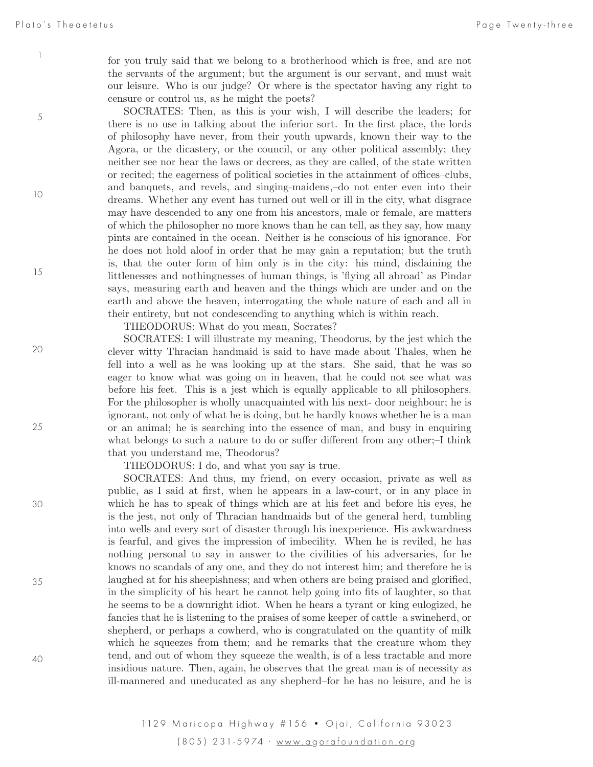for you truly said that we belong to a brotherhood which is free, and are not the servants of the argument; but the argument is our servant, and must wait our leisure. Who is our judge? Or where is the spectator having any right to censure or control us, as he might the poets?

SOCRATES: Then, as this is your wish, I will describe the leaders; for there is no use in talking about the inferior sort. In the first place, the lords of philosophy have never, from their youth upwards, known their way to the Agora, or the dicastery, or the council, or any other political assembly; they neither see nor hear the laws or decrees, as they are called, of the state written or recited; the eagerness of political societies in the attainment of offices–clubs, and banquets, and revels, and singing-maidens,–do not enter even into their dreams. Whether any event has turned out well or ill in the city, what disgrace may have descended to any one from his ancestors, male or female, are matters of which the philosopher no more knows than he can tell, as they say, how many pints are contained in the ocean. Neither is he conscious of his ignorance. For he does not hold aloof in order that he may gain a reputation; but the truth is, that the outer form of him only is in the city: his mind, disdaining the littlenesses and nothingnesses of human things, is 'flying all abroad' as Pindar says, measuring earth and heaven and the things which are under and on the earth and above the heaven, interrogating the whole nature of each and all in their entirety, but not condescending to anything which is within reach.

THEODORUS: What do you mean, Socrates?

SOCRATES: I will illustrate my meaning, Theodorus, by the jest which the clever witty Thracian handmaid is said to have made about Thales, when he fell into a well as he was looking up at the stars. She said, that he was so eager to know what was going on in heaven, that he could not see what was before his feet. This is a jest which is equally applicable to all philosophers. For the philosopher is wholly unacquainted with his next- door neighbour; he is ignorant, not only of what he is doing, but he hardly knows whether he is a man or an animal; he is searching into the essence of man, and busy in enquiring what belongs to such a nature to do or suffer different from any other;–I think that you understand me, Theodorus?

THEODORUS: I do, and what you say is true.

SOCRATES: And thus, my friend, on every occasion, private as well as public, as I said at first, when he appears in a law-court, or in any place in which he has to speak of things which are at his feet and before his eyes, he is the jest, not only of Thracian handmaids but of the general herd, tumbling into wells and every sort of disaster through his inexperience. His awkwardness is fearful, and gives the impression of imbecility. When he is reviled, he has nothing personal to say in answer to the civilities of his adversaries, for he knows no scandals of any one, and they do not interest him; and therefore he is laughed at for his sheepishness; and when others are being praised and glorified, in the simplicity of his heart he cannot help going into fits of laughter, so that he seems to be a downright idiot. When he hears a tyrant or king eulogized, he fancies that he is listening to the praises of some keeper of cattle–a swineherd, or shepherd, or perhaps a cowherd, who is congratulated on the quantity of milk which he squeezes from them; and he remarks that the creature whom they tend, and out of whom they squeeze the wealth, is of a less tractable and more insidious nature. Then, again, he observes that the great man is of necessity as ill-mannered and uneducated as any shepherd–for he has no leisure, and he is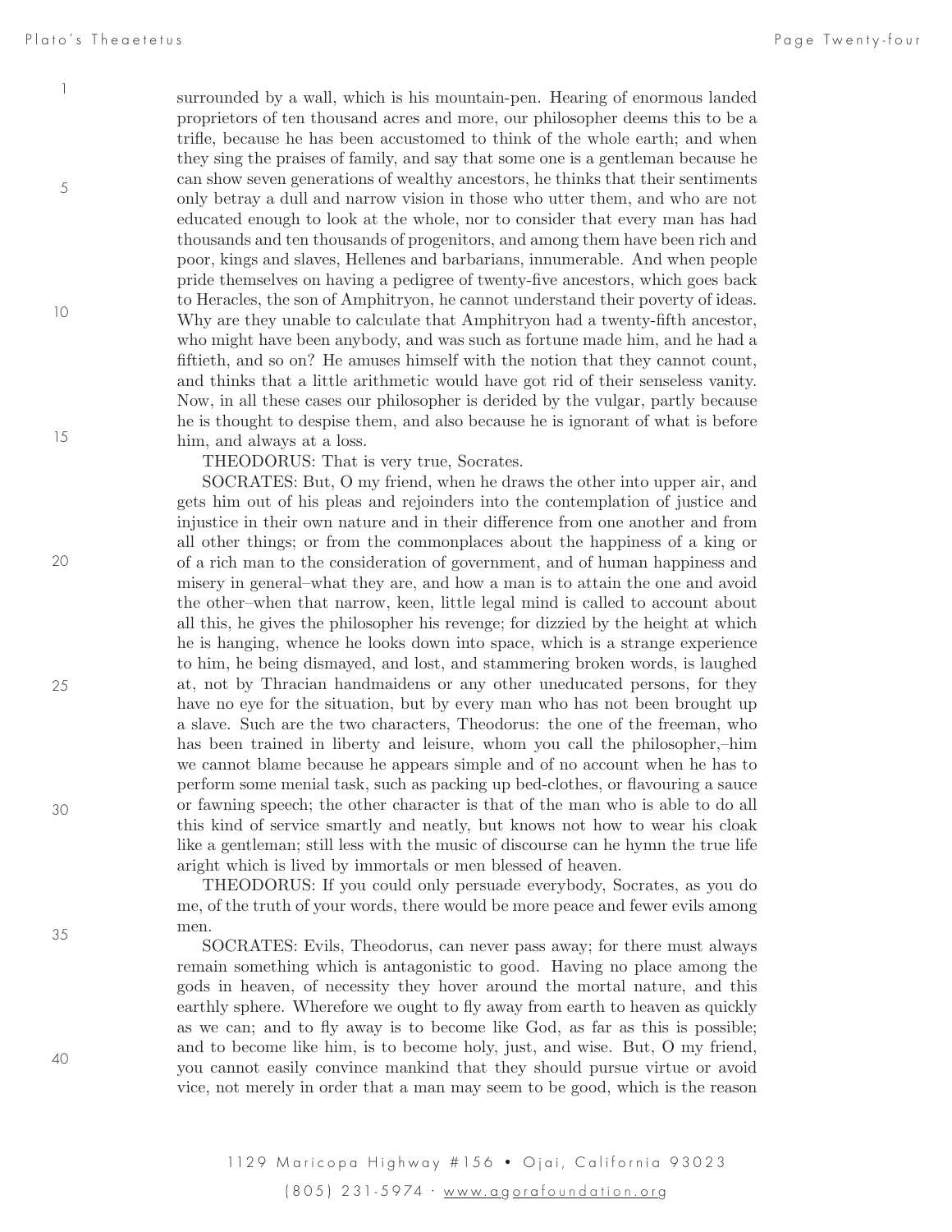surrounded by a wall, which is his mountain-pen. Hearing of enormous landed proprietors of ten thousand acres and more, our philosopher deems this to be a trifle, because he has been accustomed to think of the whole earth; and when they sing the praises of family, and say that some one is a gentleman because he can show seven generations of wealthy ancestors, he thinks that their sentiments only betray a dull and narrow vision in those who utter them, and who are not educated enough to look at the whole, nor to consider that every man has had thousands and ten thousands of progenitors, and among them have been rich and poor, kings and slaves, Hellenes and barbarians, innumerable. And when people pride themselves on having a pedigree of twenty-five ancestors, which goes back to Heracles, the son of Amphitryon, he cannot understand their poverty of ideas. Why are they unable to calculate that Amphitryon had a twenty-fifth ancestor, who might have been anybody, and was such as fortune made him, and he had a fiftieth, and so on? He amuses himself with the notion that they cannot count, and thinks that a little arithmetic would have got rid of their senseless vanity. Now, in all these cases our philosopher is derided by the vulgar, partly because he is thought to despise them, and also because he is ignorant of what is before him, and always at a loss.

THEODORUS: That is very true, Socrates.

SOCRATES: But, O my friend, when he draws the other into upper air, and gets him out of his pleas and rejoinders into the contemplation of justice and injustice in their own nature and in their difference from one another and from all other things; or from the commonplaces about the happiness of a king or of a rich man to the consideration of government, and of human happiness and misery in general–what they are, and how a man is to attain the one and avoid the other–when that narrow, keen, little legal mind is called to account about all this, he gives the philosopher his revenge; for dizzied by the height at which he is hanging, whence he looks down into space, which is a strange experience to him, he being dismayed, and lost, and stammering broken words, is laughed at, not by Thracian handmaidens or any other uneducated persons, for they have no eye for the situation, but by every man who has not been brought up a slave. Such are the two characters, Theodorus: the one of the freeman, who has been trained in liberty and leisure, whom you call the philosopher,–him we cannot blame because he appears simple and of no account when he has to perform some menial task, such as packing up bed-clothes, or flavouring a sauce or fawning speech; the other character is that of the man who is able to do all this kind of service smartly and neatly, but knows not how to wear his cloak like a gentleman; still less with the music of discourse can he hymn the true life aright which is lived by immortals or men blessed of heaven.

THEODORUS: If you could only persuade everybody, Socrates, as you do me, of the truth of your words, there would be more peace and fewer evils among men.

SOCRATES: Evils, Theodorus, can never pass away; for there must always remain something which is antagonistic to good. Having no place among the gods in heaven, of necessity they hover around the mortal nature, and this earthly sphere. Wherefore we ought to fly away from earth to heaven as quickly as we can; and to fly away is to become like God, as far as this is possible; and to become like him, is to become holy, just, and wise. But, O my friend, you cannot easily convince mankind that they should pursue virtue or avoid vice, not merely in order that a man may seem to be good, which is the reason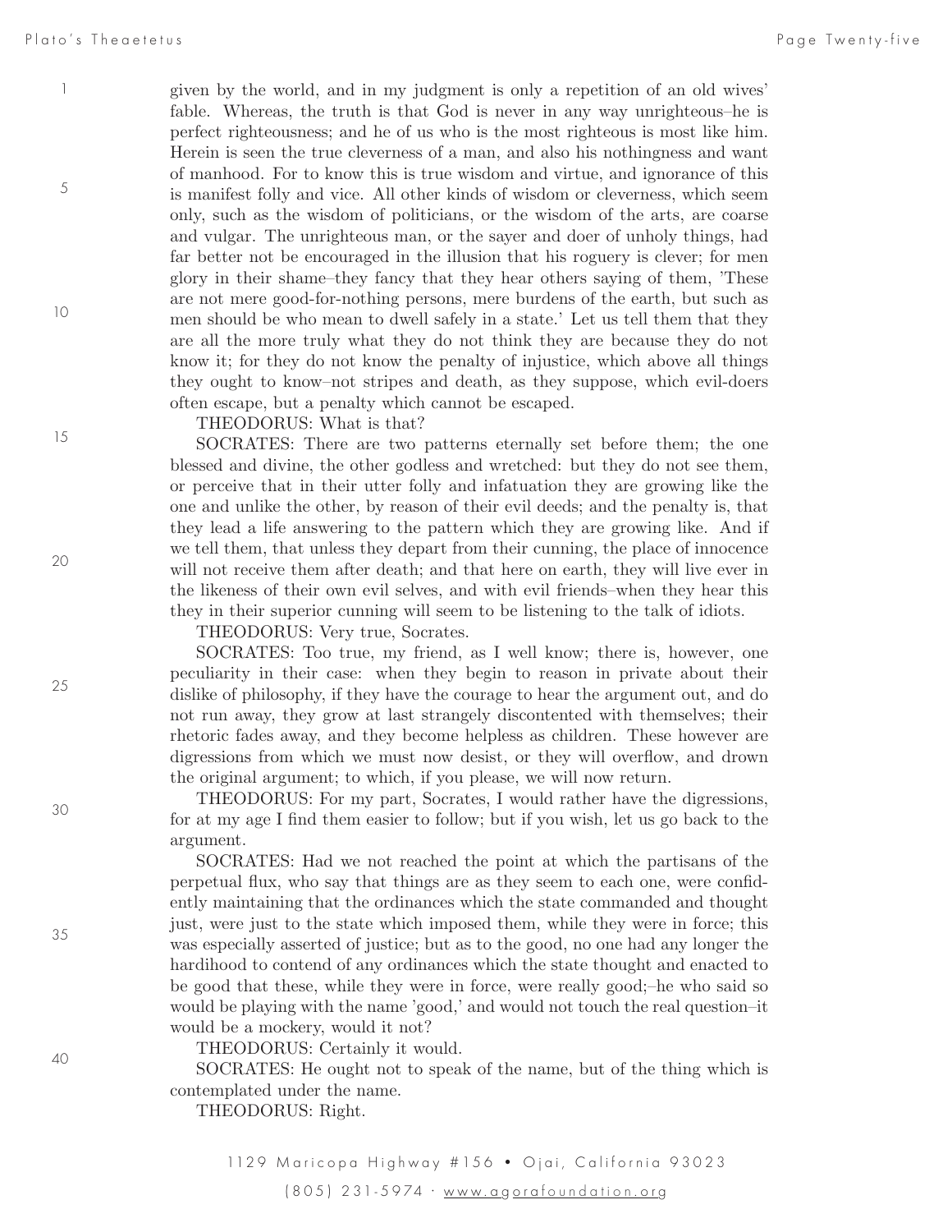given by the world, and in my judgment is only a repetition of an old wives' fable. Whereas, the truth is that God is never in any way unrighteous–he is perfect righteousness; and he of us who is the most righteous is most like him. Herein is seen the true cleverness of a man, and also his nothingness and want of manhood. For to know this is true wisdom and virtue, and ignorance of this is manifest folly and vice. All other kinds of wisdom or cleverness, which seem only, such as the wisdom of politicians, or the wisdom of the arts, are coarse and vulgar. The unrighteous man, or the sayer and doer of unholy things, had far better not be encouraged in the illusion that his roguery is clever; for men glory in their shame–they fancy that they hear others saying of them, 'These are not mere good-for-nothing persons, mere burdens of the earth, but such as men should be who mean to dwell safely in a state.' Let us tell them that they are all the more truly what they do not think they are because they do not know it; for they do not know the penalty of injustice, which above all things they ought to know–not stripes and death, as they suppose, which evil-doers often escape, but a penalty which cannot be escaped.

THEODORUS: What is that?

SOCRATES: There are two patterns eternally set before them; the one blessed and divine, the other godless and wretched: but they do not see them, or perceive that in their utter folly and infatuation they are growing like the one and unlike the other, by reason of their evil deeds; and the penalty is, that they lead a life answering to the pattern which they are growing like. And if we tell them, that unless they depart from their cunning, the place of innocence will not receive them after death; and that here on earth, they will live ever in the likeness of their own evil selves, and with evil friends–when they hear this they in their superior cunning will seem to be listening to the talk of idiots.

THEODORUS: Very true, Socrates.

SOCRATES: Too true, my friend, as I well know; there is, however, one peculiarity in their case: when they begin to reason in private about their dislike of philosophy, if they have the courage to hear the argument out, and do not run away, they grow at last strangely discontented with themselves; their rhetoric fades away, and they become helpless as children. These however are digressions from which we must now desist, or they will overflow, and drown the original argument; to which, if you please, we will now return.

THEODORUS: For my part, Socrates, I would rather have the digressions, for at my age I find them easier to follow; but if you wish, let us go back to the argument.

SOCRATES: Had we not reached the point at which the partisans of the perpetual flux, who say that things are as they seem to each one, were confidently maintaining that the ordinances which the state commanded and thought just, were just to the state which imposed them, while they were in force; this was especially asserted of justice; but as to the good, no one had any longer the hardihood to contend of any ordinances which the state thought and enacted to be good that these, while they were in force, were really good;–he who said so would be playing with the name 'good,' and would not touch the real question–it would be a mockery, would it not?

THEODORUS: Certainly it would.

SOCRATES: He ought not to speak of the name, but of the thing which is contemplated under the name.

THEODORUS: Right.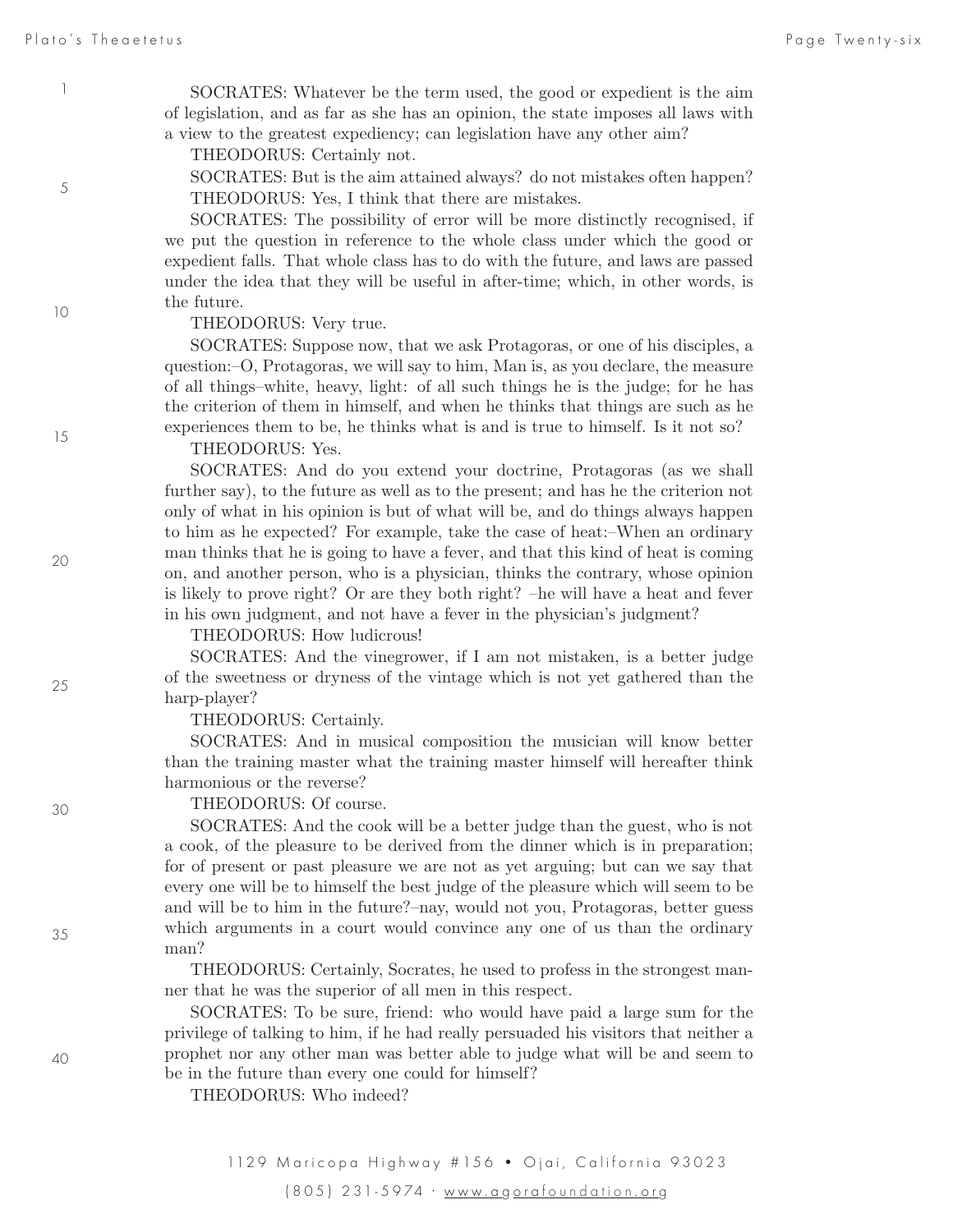SOCRATES: Whatever be the term used, the good or expedient is the aim of legislation, and as far as she has an opinion, the state imposes all laws with a view to the greatest expediency; can legislation have any other aim?

THEODORUS: Certainly not.

SOCRATES: But is the aim attained always? do not mistakes often happen?

THEODORUS: Yes, I think that there are mistakes.

SOCRATES: The possibility of error will be more distinctly recognised, if we put the question in reference to the whole class under which the good or expedient falls. That whole class has to do with the future, and laws are passed under the idea that they will be useful in after-time; which, in other words, is the future.

THEODORUS: Very true.

SOCRATES: Suppose now, that we ask Protagoras, or one of his disciples, a question:–O, Protagoras, we will say to him, Man is, as you declare, the measure of all things–white, heavy, light: of all such things he is the judge; for he has the criterion of them in himself, and when he thinks that things are such as he experiences them to be, he thinks what is and is true to himself. Is it not so?

THEODORUS: Yes.

SOCRATES: And do you extend your doctrine, Protagoras (as we shall further say), to the future as well as to the present; and has he the criterion not only of what in his opinion is but of what will be, and do things always happen to him as he expected? For example, take the case of heat:–When an ordinary man thinks that he is going to have a fever, and that this kind of heat is coming on, and another person, who is a physician, thinks the contrary, whose opinion is likely to prove right? Or are they both right? –he will have a heat and fever in his own judgment, and not have a fever in the physician's judgment?

THEODORUS: How ludicrous!

SOCRATES: And the vinegrower, if I am not mistaken, is a better judge of the sweetness or dryness of the vintage which is not yet gathered than the harp-player?

THEODORUS: Certainly.

SOCRATES: And in musical composition the musician will know better than the training master what the training master himself will hereafter think harmonious or the reverse?

THEODORUS: Of course.

SOCRATES: And the cook will be a better judge than the guest, who is not a cook, of the pleasure to be derived from the dinner which is in preparation; for of present or past pleasure we are not as yet arguing; but can we say that every one will be to himself the best judge of the pleasure which will seem to be and will be to him in the future?–nay, would not you, Protagoras, better guess which arguments in a court would convince any one of us than the ordinary man?

THEODORUS: Certainly, Socrates, he used to profess in the strongest manner that he was the superior of all men in this respect.

SOCRATES: To be sure, friend: who would have paid a large sum for the privilege of talking to him, if he had really persuaded his visitors that neither a prophet nor any other man was better able to judge what will be and seem to be in the future than every one could for himself?

THEODORUS: Who indeed?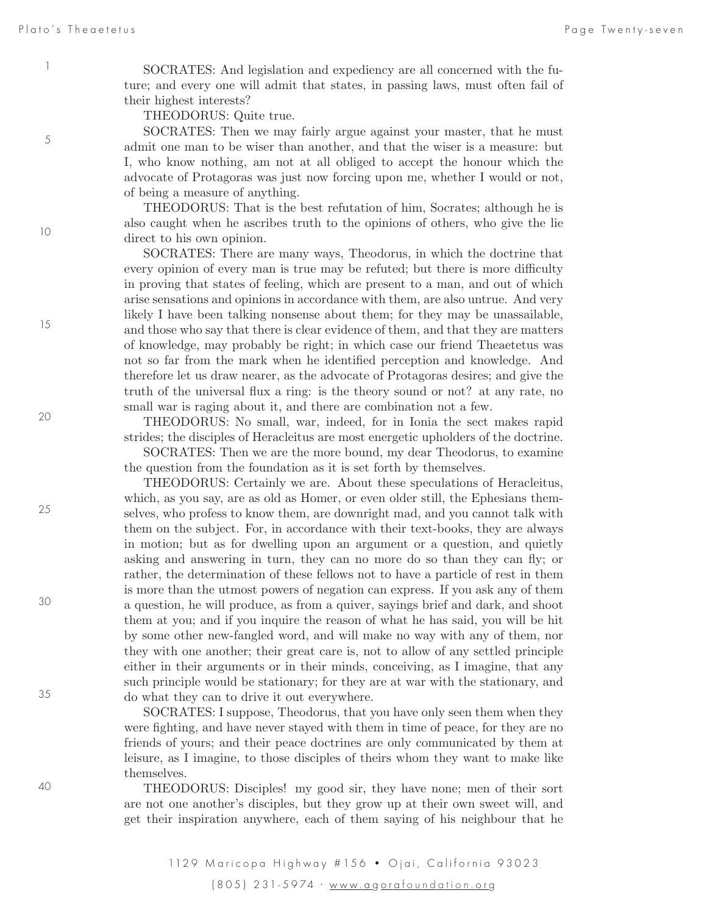SOCRATES: And legislation and expediency are all concerned with the future; and every one will admit that states, in passing laws, must often fail of their highest interests?

THEODORUS: Quite true.

SOCRATES: Then we may fairly argue against your master, that he must admit one man to be wiser than another, and that the wiser is a measure: but I, who know nothing, am not at all obliged to accept the honour which the advocate of Protagoras was just now forcing upon me, whether I would or not, of being a measure of anything.

THEODORUS: That is the best refutation of him, Socrates; although he is also caught when he ascribes truth to the opinions of others, who give the lie direct to his own opinion.

SOCRATES: There are many ways, Theodorus, in which the doctrine that every opinion of every man is true may be refuted; but there is more difficulty in proving that states of feeling, which are present to a man, and out of which arise sensations and opinions in accordance with them, are also untrue. And very likely I have been talking nonsense about them; for they may be unassailable, and those who say that there is clear evidence of them, and that they are matters of knowledge, may probably be right; in which case our friend Theaetetus was not so far from the mark when he identified perception and knowledge. And therefore let us draw nearer, as the advocate of Protagoras desires; and give the truth of the universal flux a ring: is the theory sound or not? at any rate, no small war is raging about it, and there are combination not a few.

THEODORUS: No small, war, indeed, for in Ionia the sect makes rapid strides; the disciples of Heracleitus are most energetic upholders of the doctrine.

SOCRATES: Then we are the more bound, my dear Theodorus, to examine the question from the foundation as it is set forth by themselves.

THEODORUS: Certainly we are. About these speculations of Heracleitus, which, as you say, are as old as Homer, or even older still, the Ephesians themselves, who profess to know them, are downright mad, and you cannot talk with them on the subject. For, in accordance with their text-books, they are always in motion; but as for dwelling upon an argument or a question, and quietly asking and answering in turn, they can no more do so than they can fly; or rather, the determination of these fellows not to have a particle of rest in them is more than the utmost powers of negation can express. If you ask any of them a question, he will produce, as from a quiver, sayings brief and dark, and shoot them at you; and if you inquire the reason of what he has said, you will be hit by some other new-fangled word, and will make no way with any of them, nor they with one another; their great care is, not to allow of any settled principle either in their arguments or in their minds, conceiving, as I imagine, that any such principle would be stationary; for they are at war with the stationary, and do what they can to drive it out everywhere.

SOCRATES: I suppose, Theodorus, that you have only seen them when they were fighting, and have never stayed with them in time of peace, for they are no friends of yours; and their peace doctrines are only communicated by them at leisure, as I imagine, to those disciples of theirs whom they want to make like themselves.

THEODORUS: Disciples! my good sir, they have none; men of their sort are not one another's disciples, but they grow up at their own sweet will, and get their inspiration anywhere, each of them saying of his neighbour that he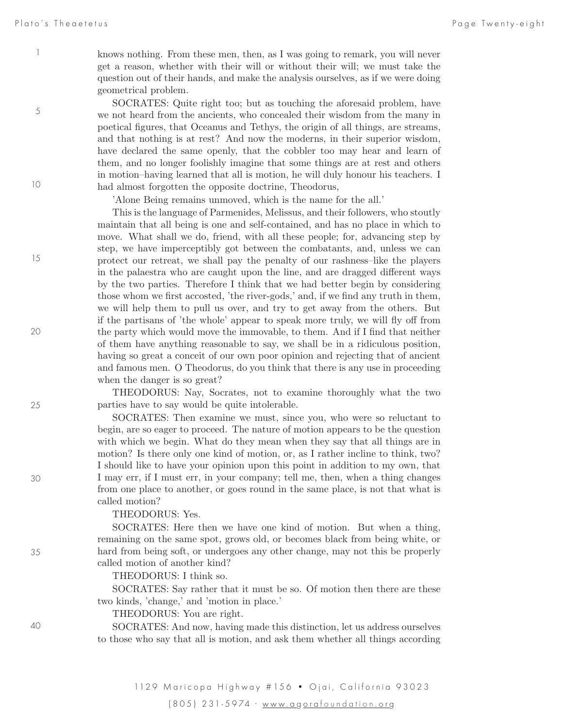knows nothing. From these men, then, as I was going to remark, you will never get a reason, whether with their will or without their will; we must take the question out of their hands, and make the analysis ourselves, as if we were doing geometrical problem.

SOCRATES: Quite right too; but as touching the aforesaid problem, have we not heard from the ancients, who concealed their wisdom from the many in poetical figures, that Oceanus and Tethys, the origin of all things, are streams, and that nothing is at rest? And now the moderns, in their superior wisdom, have declared the same openly, that the cobbler too may hear and learn of them, and no longer foolishly imagine that some things are at rest and others in motion–having learned that all is motion, he will duly honour his teachers. I had almost forgotten the opposite doctrine, Theodorus,

'Alone Being remains unmoved, which is the name for the all.'

This is the language of Parmenides, Melissus, and their followers, who stoutly maintain that all being is one and self-contained, and has no place in which to move. What shall we do, friend, with all these people; for, advancing step by step, we have imperceptibly got between the combatants, and, unless we can protect our retreat, we shall pay the penalty of our rashness–like the players in the palaestra who are caught upon the line, and are dragged different ways by the two parties. Therefore I think that we had better begin by considering those whom we first accosted, 'the river-gods,' and, if we find any truth in them, we will help them to pull us over, and try to get away from the others. But if the partisans of 'the whole' appear to speak more truly, we will fly off from the party which would move the immovable, to them. And if I find that neither of them have anything reasonable to say, we shall be in a ridiculous position, having so great a conceit of our own poor opinion and rejecting that of ancient and famous men. O Theodorus, do you think that there is any use in proceeding when the danger is so great?

THEODORUS: Nay, Socrates, not to examine thoroughly what the two parties have to say would be quite intolerable.

SOCRATES: Then examine we must, since you, who were so reluctant to begin, are so eager to proceed. The nature of motion appears to be the question with which we begin. What do they mean when they say that all things are in motion? Is there only one kind of motion, or, as I rather incline to think, two? I should like to have your opinion upon this point in addition to my own, that I may err, if I must err, in your company; tell me, then, when a thing changes from one place to another, or goes round in the same place, is not that what is called motion?

THEODORUS: Yes.

SOCRATES: Here then we have one kind of motion. But when a thing, remaining on the same spot, grows old, or becomes black from being white, or hard from being soft, or undergoes any other change, may not this be properly called motion of another kind?

THEODORUS: I think so.

SOCRATES: Say rather that it must be so. Of motion then there are these two kinds, 'change,' and 'motion in place.'

THEODORUS: You are right.

SOCRATES: And now, having made this distinction, let us address ourselves to those who say that all is motion, and ask them whether all things according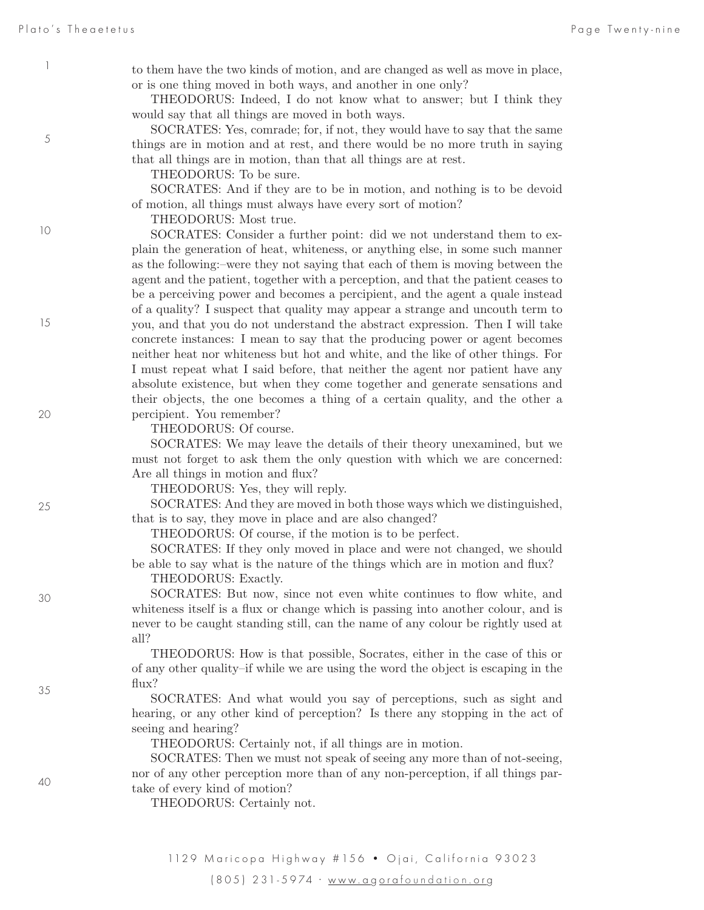to them have the two kinds of motion, and are changed as well as move in place, or is one thing moved in both ways, and another in one only?

THEODORUS: Indeed, I do not know what to answer; but I think they would say that all things are moved in both ways.

SOCRATES: Yes, comrade; for, if not, they would have to say that the same things are in motion and at rest, and there would be no more truth in saying that all things are in motion, than that all things are at rest.

THEODORUS: To be sure.

SOCRATES: And if they are to be in motion, and nothing is to be devoid of motion, all things must always have every sort of motion?

THEODORUS: Most true.

SOCRATES: Consider a further point: did we not understand them to explain the generation of heat, whiteness, or anything else, in some such manner as the following:–were they not saying that each of them is moving between the agent and the patient, together with a perception, and that the patient ceases to be a perceiving power and becomes a percipient, and the agent a quale instead of a quality? I suspect that quality may appear a strange and uncouth term to you, and that you do not understand the abstract expression. Then I will take concrete instances: I mean to say that the producing power or agent becomes neither heat nor whiteness but hot and white, and the like of other things. For I must repeat what I said before, that neither the agent nor patient have any absolute existence, but when they come together and generate sensations and their objects, the one becomes a thing of a certain quality, and the other a percipient. You remember?

THEODORUS: Of course.

SOCRATES: We may leave the details of their theory unexamined, but we must not forget to ask them the only question with which we are concerned: Are all things in motion and flux?

THEODORUS: Yes, they will reply.

SOCRATES: And they are moved in both those ways which we distinguished, that is to say, they move in place and are also changed?

THEODORUS: Of course, if the motion is to be perfect.

SOCRATES: If they only moved in place and were not changed, we should be able to say what is the nature of the things which are in motion and flux?

THEODORUS: Exactly.

SOCRATES: But now, since not even white continues to flow white, and whiteness itself is a flux or change which is passing into another colour, and is never to be caught standing still, can the name of any colour be rightly used at all?

THEODORUS: How is that possible, Socrates, either in the case of this or of any other quality–if while we are using the word the object is escaping in the flux?

SOCRATES: And what would you say of perceptions, such as sight and hearing, or any other kind of perception? Is there any stopping in the act of seeing and hearing?

THEODORUS: Certainly not, if all things are in motion.

SOCRATES: Then we must not speak of seeing any more than of not-seeing, nor of any other perception more than of any non-perception, if all things partake of every kind of motion?

THEODORUS: Certainly not.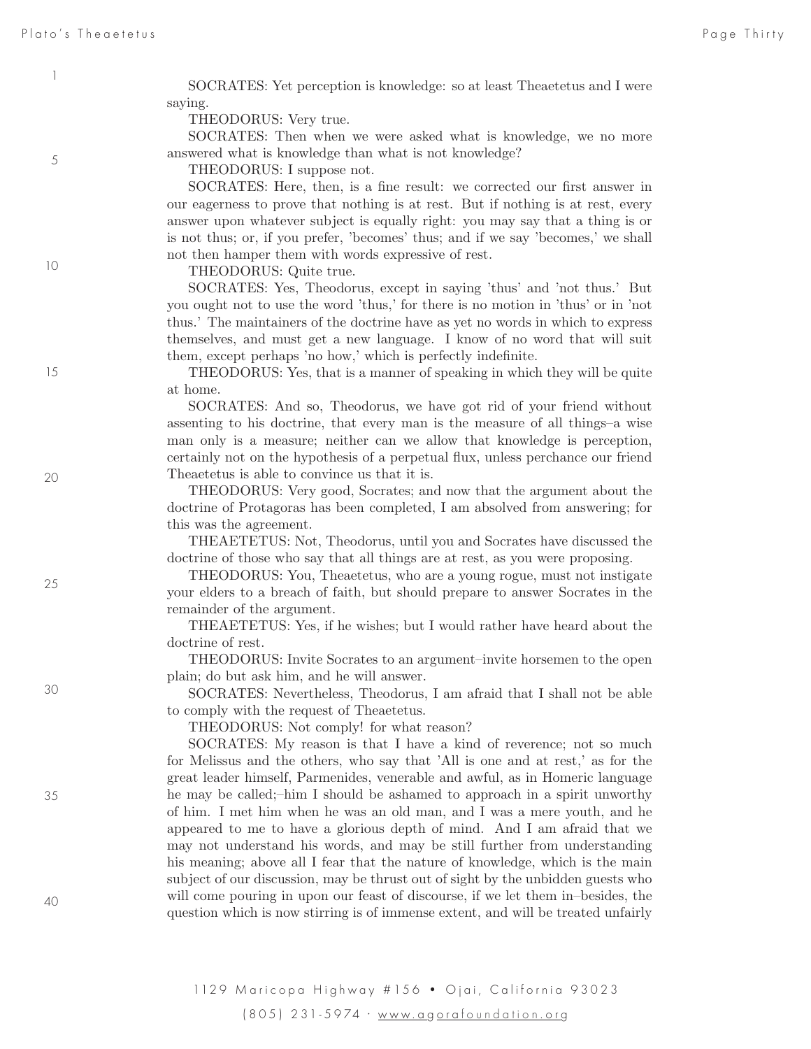SOCRATES: Yet perception is knowledge: so at least Theaetetus and I were saying.

THEODORUS: Very true.

SOCRATES: Then when we were asked what is knowledge, we no more answered what is knowledge than what is not knowledge?

THEODORUS: I suppose not.

SOCRATES: Here, then, is a fine result: we corrected our first answer in our eagerness to prove that nothing is at rest. But if nothing is at rest, every answer upon whatever subject is equally right: you may say that a thing is or is not thus; or, if you prefer, 'becomes' thus; and if we say 'becomes,' we shall not then hamper them with words expressive of rest.

THEODORUS: Quite true.

SOCRATES: Yes, Theodorus, except in saying 'thus' and 'not thus.' But you ought not to use the word 'thus,' for there is no motion in 'thus' or in 'not thus.' The maintainers of the doctrine have as yet no words in which to express themselves, and must get a new language. I know of no word that will suit them, except perhaps 'no how,' which is perfectly indefinite.

THEODORUS: Yes, that is a manner of speaking in which they will be quite at home.

SOCRATES: And so, Theodorus, we have got rid of your friend without assenting to his doctrine, that every man is the measure of all things–a wise man only is a measure; neither can we allow that knowledge is perception, certainly not on the hypothesis of a perpetual flux, unless perchance our friend Theaetetus is able to convince us that it is.

THEODORUS: Very good, Socrates; and now that the argument about the doctrine of Protagoras has been completed, I am absolved from answering; for this was the agreement.

THEAETETUS: Not, Theodorus, until you and Socrates have discussed the doctrine of those who say that all things are at rest, as you were proposing.

THEODORUS: You, Theaetetus, who are a young rogue, must not instigate your elders to a breach of faith, but should prepare to answer Socrates in the remainder of the argument.

THEAETETUS: Yes, if he wishes; but I would rather have heard about the doctrine of rest.

THEODORUS: Invite Socrates to an argument–invite horsemen to the open plain; do but ask him, and he will answer.

SOCRATES: Nevertheless, Theodorus, I am afraid that I shall not be able to comply with the request of Theaetetus.

THEODORUS: Not comply! for what reason?

SOCRATES: My reason is that I have a kind of reverence; not so much for Melissus and the others, who say that 'All is one and at rest,' as for the great leader himself, Parmenides, venerable and awful, as in Homeric language he may be called;–him I should be ashamed to approach in a spirit unworthy of him. I met him when he was an old man, and I was a mere youth, and he appeared to me to have a glorious depth of mind. And I am afraid that we may not understand his words, and may be still further from understanding his meaning; above all I fear that the nature of knowledge, which is the main subject of our discussion, may be thrust out of sight by the unbidden guests who will come pouring in upon our feast of discourse, if we let them in–besides, the question which is now stirring is of immense extent, and will be treated unfairly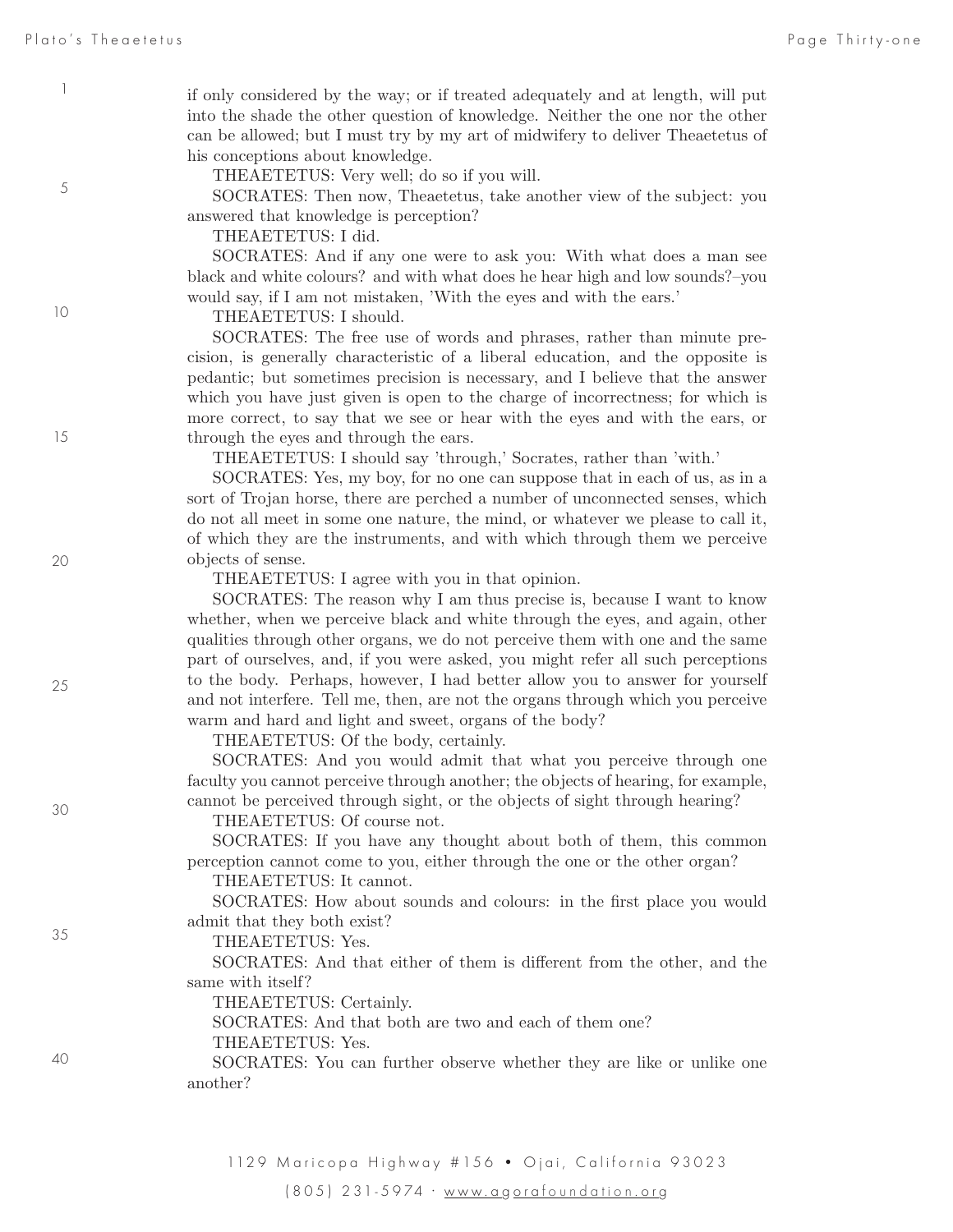if only considered by the way; or if treated adequately and at length, will put into the shade the other question of knowledge. Neither the one nor the other can be allowed; but I must try by my art of midwifery to deliver Theaetetus of his conceptions about knowledge.

THEAETETUS: Very well; do so if you will.

SOCRATES: Then now, Theaetetus, take another view of the subject: you answered that knowledge is perception?

THEAETETUS: I did.

SOCRATES: And if any one were to ask you: With what does a man see black and white colours? and with what does he hear high and low sounds?–you would say, if I am not mistaken, 'With the eyes and with the ears.'

THEAETETUS: I should.

SOCRATES: The free use of words and phrases, rather than minute precision, is generally characteristic of a liberal education, and the opposite is pedantic; but sometimes precision is necessary, and I believe that the answer which you have just given is open to the charge of incorrectness; for which is more correct, to say that we see or hear with the eyes and with the ears, or through the eyes and through the ears.

THEAETETUS: I should say 'through,' Socrates, rather than 'with.'

SOCRATES: Yes, my boy, for no one can suppose that in each of us, as in a sort of Trojan horse, there are perched a number of unconnected senses, which do not all meet in some one nature, the mind, or whatever we please to call it, of which they are the instruments, and with which through them we perceive objects of sense.

THEAETETUS: I agree with you in that opinion.

SOCRATES: The reason why I am thus precise is, because I want to know whether, when we perceive black and white through the eyes, and again, other qualities through other organs, we do not perceive them with one and the same part of ourselves, and, if you were asked, you might refer all such perceptions to the body. Perhaps, however, I had better allow you to answer for yourself and not interfere. Tell me, then, are not the organs through which you perceive warm and hard and light and sweet, organs of the body?

THEAETETUS: Of the body, certainly.

SOCRATES: And you would admit that what you perceive through one faculty you cannot perceive through another; the objects of hearing, for example, cannot be perceived through sight, or the objects of sight through hearing?

THEAETETUS: Of course not.

SOCRATES: If you have any thought about both of them, this common perception cannot come to you, either through the one or the other organ?

THEAETETUS: It cannot.

SOCRATES: How about sounds and colours: in the first place you would admit that they both exist?

THEAETETUS: Yes.

SOCRATES: And that either of them is different from the other, and the same with itself?

THEAETETUS: Certainly.

SOCRATES: And that both are two and each of them one?

THEAETETUS: Yes.

SOCRATES: You can further observe whether they are like or unlike one another?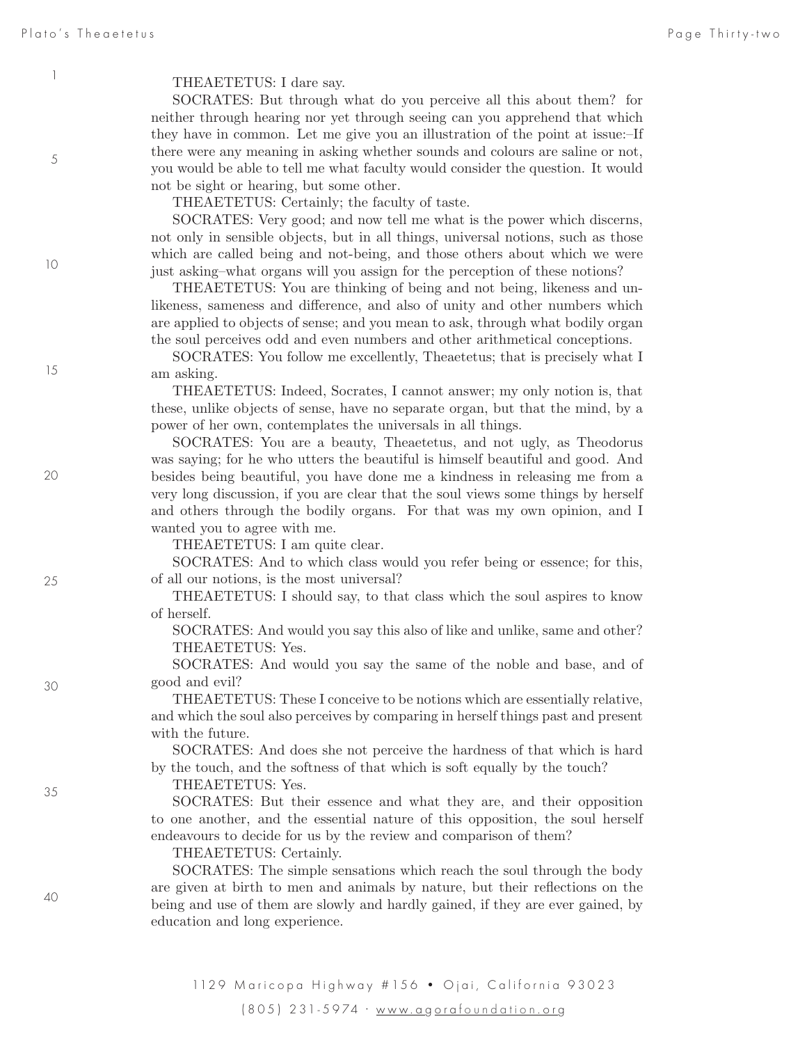THEAETETUS: I dare say.

SOCRATES: But through what do you perceive all this about them? for neither through hearing nor yet through seeing can you apprehend that which they have in common. Let me give you an illustration of the point at issue:–If there were any meaning in asking whether sounds and colours are saline or not, you would be able to tell me what faculty would consider the question. It would not be sight or hearing, but some other.

THEAETETUS: Certainly; the faculty of taste.

SOCRATES: Very good; and now tell me what is the power which discerns, not only in sensible objects, but in all things, universal notions, such as those which are called being and not-being, and those others about which we were just asking–what organs will you assign for the perception of these notions?

THEAETETUS: You are thinking of being and not being, likeness and unlikeness, sameness and difference, and also of unity and other numbers which are applied to objects of sense; and you mean to ask, through what bodily organ the soul perceives odd and even numbers and other arithmetical conceptions.

SOCRATES: You follow me excellently, Theaetetus; that is precisely what I am asking.

THEAETETUS: Indeed, Socrates, I cannot answer; my only notion is, that these, unlike objects of sense, have no separate organ, but that the mind, by a power of her own, contemplates the universals in all things.

SOCRATES: You are a beauty, Theaetetus, and not ugly, as Theodorus was saying; for he who utters the beautiful is himself beautiful and good. And besides being beautiful, you have done me a kindness in releasing me from a very long discussion, if you are clear that the soul views some things by herself and others through the bodily organs. For that was my own opinion, and I wanted you to agree with me.

THEAETETUS: I am quite clear.

SOCRATES: And to which class would you refer being or essence; for this, of all our notions, is the most universal?

THEAETETUS: I should say, to that class which the soul aspires to know of herself.

SOCRATES: And would you say this also of like and unlike, same and other?

THEAETETUS: Yes.

SOCRATES: And would you say the same of the noble and base, and of good and evil?

THEAETETUS: These I conceive to be notions which are essentially relative, and which the soul also perceives by comparing in herself things past and present with the future.

SOCRATES: And does she not perceive the hardness of that which is hard by the touch, and the softness of that which is soft equally by the touch?

THEAETETUS: Yes.

SOCRATES: But their essence and what they are, and their opposition to one another, and the essential nature of this opposition, the soul herself endeavours to decide for us by the review and comparison of them?

THEAETETUS: Certainly.

SOCRATES: The simple sensations which reach the soul through the body are given at birth to men and animals by nature, but their reflections on the being and use of them are slowly and hardly gained, if they are ever gained, by education and long experience.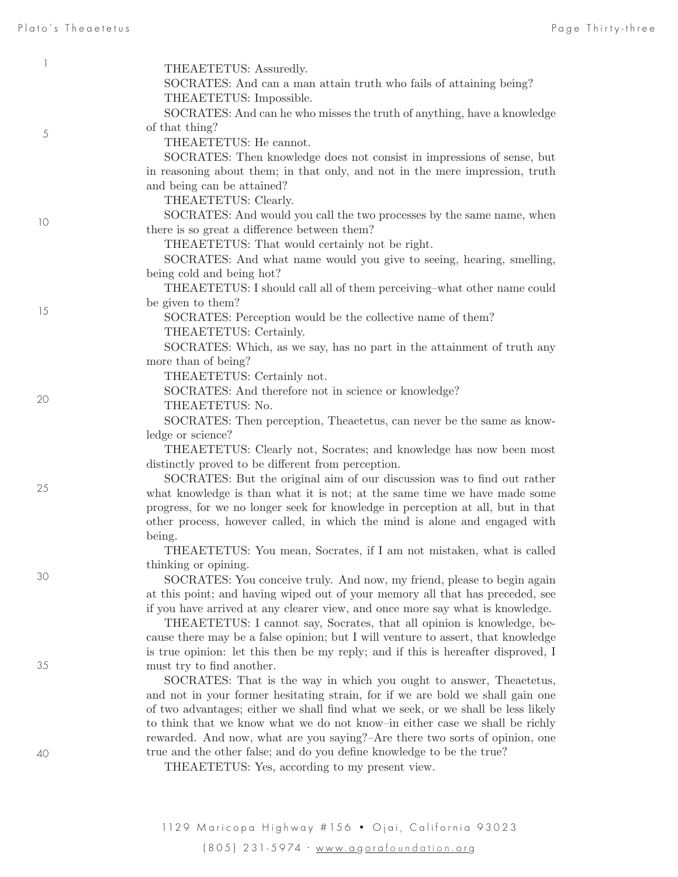THEAETETUS: Assuredly.

SOCRATES: And can a man attain truth who fails of attaining being?

THEAETETUS: Impossible.

SOCRATES: And can he who misses the truth of anything, have a knowledge of that thing?

THEAETETUS: He cannot.

SOCRATES: Then knowledge does not consist in impressions of sense, but in reasoning about them; in that only, and not in the mere impression, truth and being can be attained?

THEAETETUS: Clearly.

SOCRATES: And would you call the two processes by the same name, when there is so great a difference between them?

THEAETETUS: That would certainly not be right.

SOCRATES: And what name would you give to seeing, hearing, smelling, being cold and being hot?

THEAETETUS: I should call all of them perceiving–what other name could be given to them?

SOCRATES: Perception would be the collective name of them?

THEAETETUS: Certainly.

SOCRATES: Which, as we say, has no part in the attainment of truth any more than of being?

THEAETETUS: Certainly not.

SOCRATES: And therefore not in science or knowledge?

THEAETETUS: No.

SOCRATES: Then perception, Theaetetus, can never be the same as knowledge or science?

THEAETETUS: Clearly not, Socrates; and knowledge has now been most distinctly proved to be different from perception.

SOCRATES: But the original aim of our discussion was to find out rather what knowledge is than what it is not; at the same time we have made some progress, for we no longer seek for knowledge in perception at all, but in that other process, however called, in which the mind is alone and engaged with being.

THEAETETUS: You mean, Socrates, if I am not mistaken, what is called thinking or opining.

SOCRATES: You conceive truly. And now, my friend, please to begin again at this point; and having wiped out of your memory all that has preceded, see if you have arrived at any clearer view, and once more say what is knowledge.

THEAETETUS: I cannot say, Socrates, that all opinion is knowledge, because there may be a false opinion; but I will venture to assert, that knowledge is true opinion: let this then be my reply; and if this is hereafter disproved, I must try to find another.

SOCRATES: That is the way in which you ought to answer, Theaetetus, and not in your former hesitating strain, for if we are bold we shall gain one of two advantages; either we shall find what we seek, or we shall be less likely to think that we know what we do not know–in either case we shall be richly rewarded. And now, what are you saying?–Are there two sorts of opinion, one true and the other false; and do you define knowledge to be the true?

THEAETETUS: Yes, according to my present view.